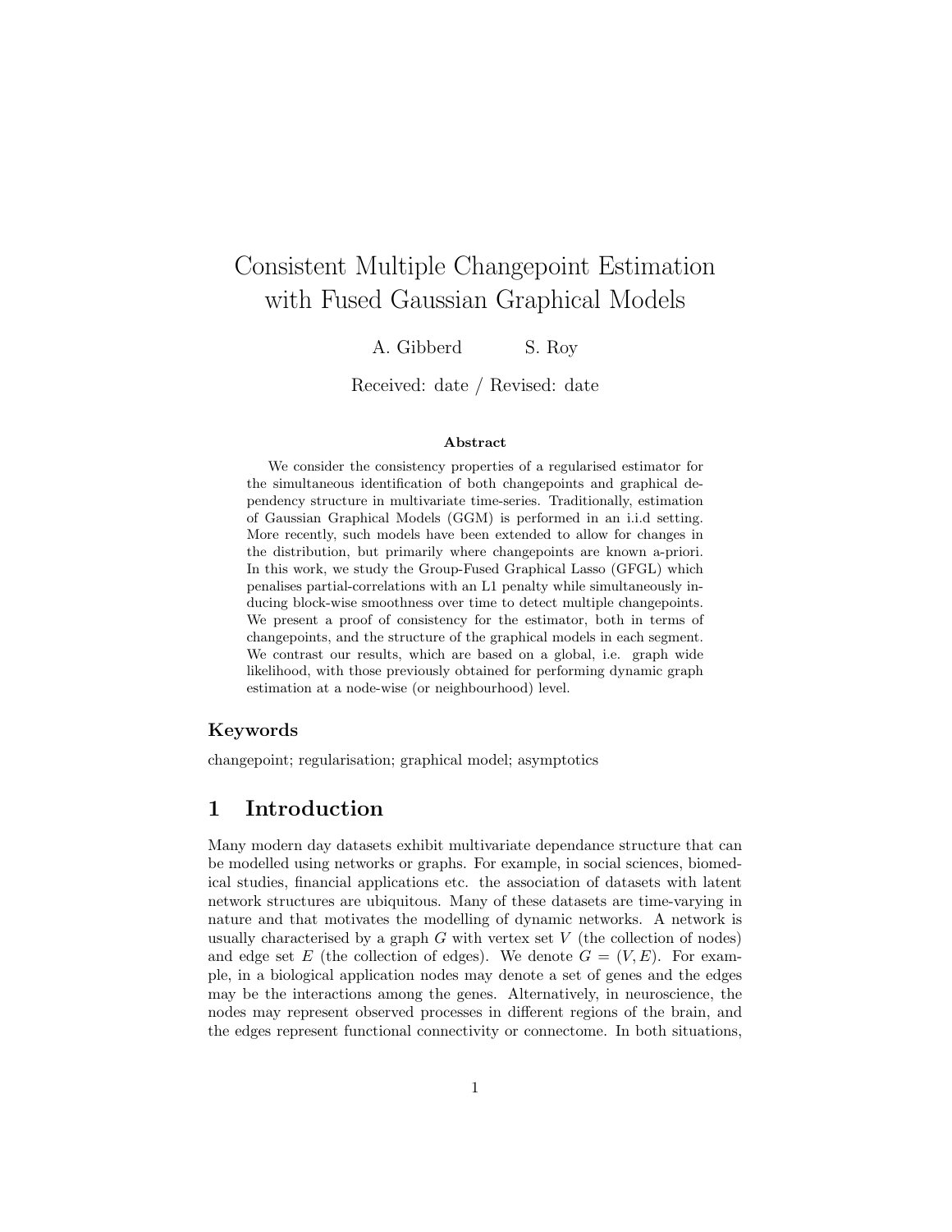# Consistent Multiple Changepoint Estimation with Fused Gaussian Graphical Models

A. Gibberd S. Roy

Received: date / Revised: date

**Abstract**

We consider the consistency properties of a regularised estimator for the simultaneous identification of both changepoints and graphical dependency structure in multivariate time-series. Traditionally, estimation of Gaussian Graphical Models (GGM) is performed in an i.i.d setting. More recently, such models have been extended to allow for changes in the distribution, but primarily where changepoints are known a-priori. In this work, we study the Group-Fused Graphical Lasso (GFGL) which penalises partial-correlations with an L1 penalty while simultaneously inducing block-wise smoothness over time to detect multiple changepoints. We present a proof of consistency for the estimator, both in terms of changepoints, and the structure of the graphical models in each segment. We contrast our results, which are based on a global, i.e. graph wide likelihood, with those previously obtained for performing dynamic graph estimation at a node-wise (or neighbourhood) level.

### Keywords

changepoint; regularisation; graphical model; asymptotics

## 1 Introduction

Many modern day datasets exhibit multivariate dependance structure that can be modelled using networks or graphs. For example, in social sciences, biomedical studies, financial applications etc. the association of datasets with latent network structures are ubiquitous. Many of these datasets are time-varying in nature and that motivates the modelling of dynamic networks. A network is usually characterised by a graph $G$ with vertex set $V$ (the collection of nodes) and edge set $E$ (the collection of edges). We denote $G = (V, E)$. For example, in a biological application nodes may denote a set of genes and the edges may be the interactions among the genes. Alternatively, in neuroscience, the nodes may represent observed processes in different regions of the brain, and the edges represent functional connectivity or connectome. In both situations,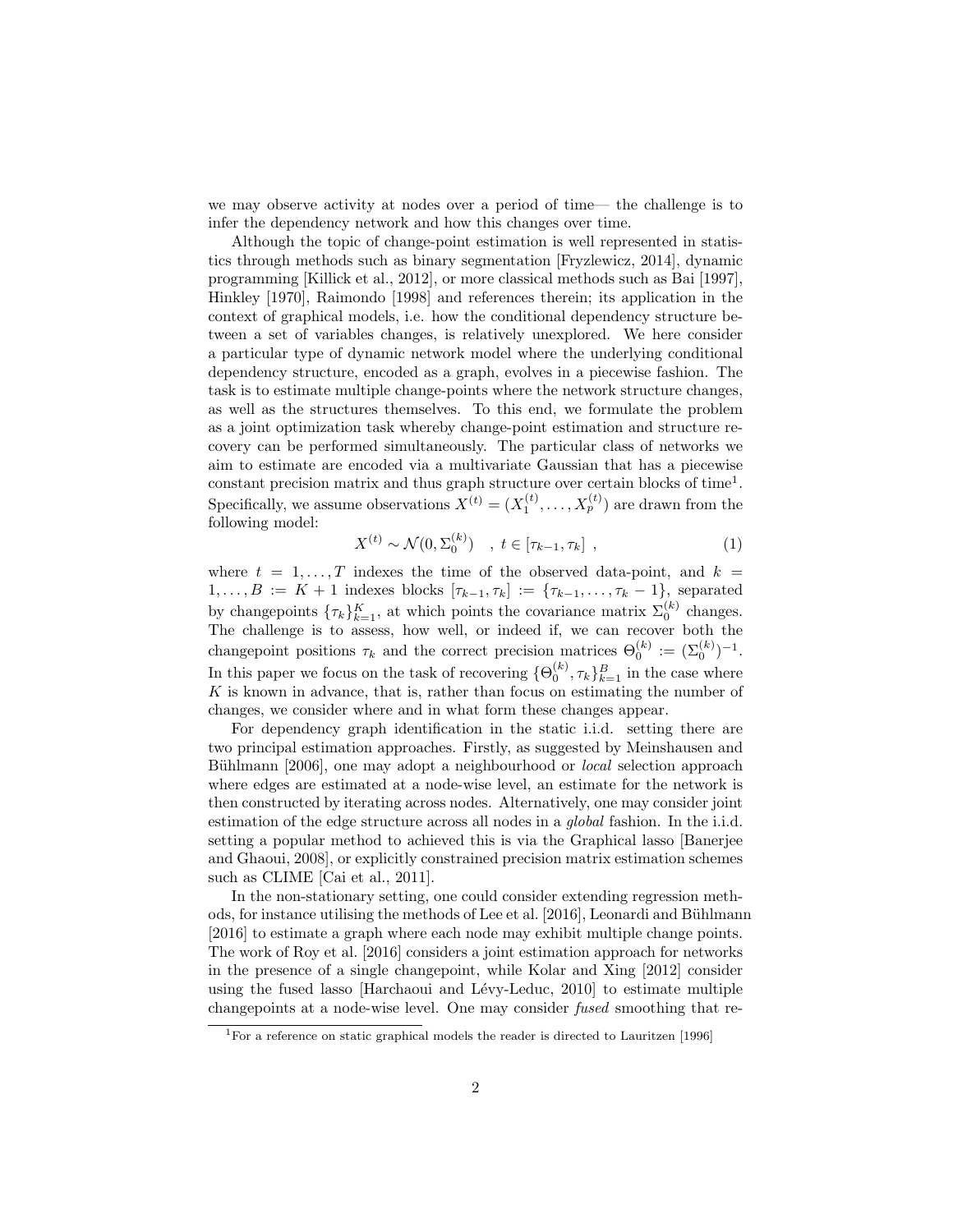we may observe activity at nodes over a period of time— the challenge is to infer the dependency network and how this changes over time.

Although the topic of change-point estimation is well represented in statistics through methods such as binary segmentation [Fryzlewicz, 2014], dynamic programming [Killick et al., 2012], or more classical methods such as Bai [1997], Hinkley [1970], Raimondo [1998] and references therein; its application in the context of graphical models, i.e. how the conditional dependency structure between a set of variables changes, is relatively unexplored. We here consider a particular type of dynamic network model where the underlying conditional dependency structure, encoded as a graph, evolves in a piecewise fashion. The task is to estimate multiple change-points where the network structure changes, as well as the structures themselves. To this end, we formulate the problem as a joint optimization task whereby change-point estimation and structure recovery can be performed simultaneously. The particular class of networks we aim to estimate are encoded via a multivariate Gaussian that has a piecewise constant precision matrix and thus graph structure over certain blocks of time[1]. Specifically, we assume observations $X^{(t)} = (X_1^{(t)}, \ldots, X_p^{(t)})$ are drawn from the following model:

$$X^{(t)} \sim \mathcal{N}(0, \Sigma_0^{(k)}) \quad , \ t \in [\tau_{k-1}, \tau_k] \ , \tag{1}$$

where $t = 1, \ldots, T$ indexes the time of the observed data-point, and $k = 1, \ldots, B := K + 1$ indexes blocks $[\tau_{k-1}, \tau_k] := \{\tau_{k-1}, \ldots, \tau_k - 1\}$, separated by changepoints $\{\tau_k\}_{k=1}^K$, at which points the covariance matrix $\Sigma_0^{(k)}$ changes. The challenge is to assess, how well, or indeed if, we can recover both the changepoint positions $\tau_k$ and the correct precision matrices $\Theta_0^{(k)} := (\Sigma_0^{(k)})^{-1}$. In this paper we focus on the task of recovering $\{\Theta_0^{(k)}, \tau_k\}_{k=1}^B$ in the case where $K$ is known in advance, that is, rather than focus on estimating the number of changes, we consider where and in what form these changes appear.

For dependency graph identification in the static i.i.d. setting there are two principal estimation approaches. Firstly, as suggested by Meinshausen and Bühlmann [2006], one may adopt a neighbourhood or *local* selection approach where edges are estimated at a node-wise level, an estimate for the network is then constructed by iterating across nodes. Alternatively, one may consider joint estimation of the edge structure across all nodes in a *global* fashion. In the i.i.d. setting a popular method to achieved this is via the Graphical lasso [Banerjee and Ghaoui, 2008], or explicitly constrained precision matrix estimation schemes such as CLIME [Cai et al., 2011].

In the non-stationary setting, one could consider extending regression methods, for instance utilising the methods of Lee et al. [2016], Leonardi and Bühlmann [2016] to estimate a graph where each node may exhibit multiple change points. The work of Roy et al. [2016] considers a joint estimation approach for networks in the presence of a single changepoint, while Kolar and Xing [2012] consider using the fused lasso [Harchaoui and Lévy-Leduc, 2010] to estimate multiple changepoints at a node-wise level. One may consider *fused* smoothing that re-

[1] For a reference on static graphical models the reader is directed to Lauritzen [1996]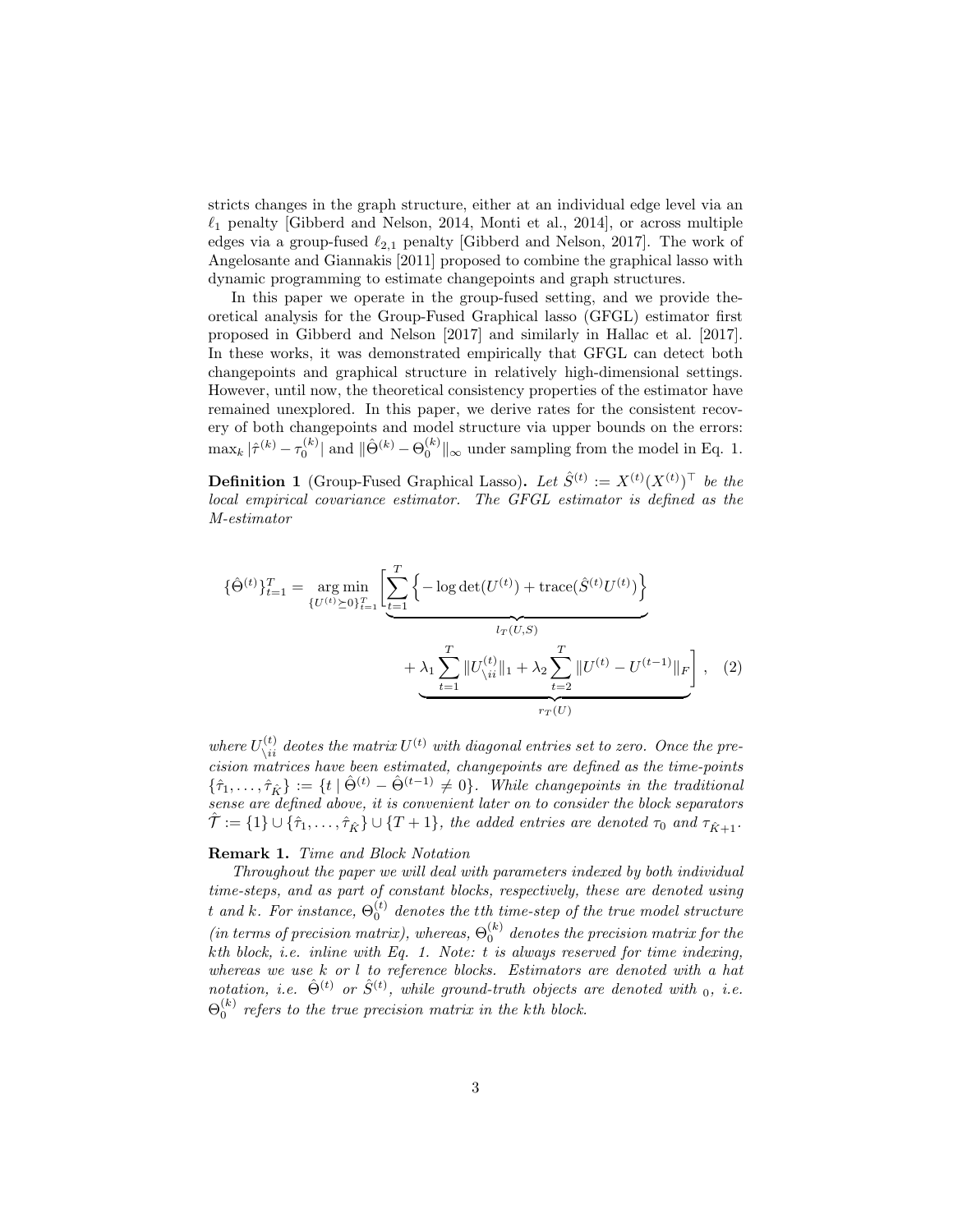stricts changes in the graph structure, either at an individual edge level via an $\ell_1$ penalty [Gibberd and Nelson, 2014, Monti et al., 2014], or across multiple edges via a group-fused $\ell_{2,1}$ penalty [Gibberd and Nelson, 2017]. The work of Angelosante and Giannakis [2011] proposed to combine the graphical lasso with dynamic programming to estimate changepoints and graph structures.

In this paper we operate in the group-fused setting, and we provide theoretical analysis for the Group-Fused Graphical lasso (GFGL) estimator first proposed in Gibberd and Nelson [2017] and similarly in Hallac et al. [2017]. In these works, it was demonstrated empirically that GFGL can detect both changepoints and graphical structure in relatively high-dimensional settings. However, until now, the theoretical consistency properties of the estimator have remained unexplored. In this paper, we derive rates for the consistent recovery of both changepoints and model structure via upper bounds on the errors: $\max_k |\hat{\tau}^{(k)} - \tau_0^{(k)}|$ and $\|\hat{\Theta}^{(k)} - \Theta_0^{(k)}\|_\infty$ under sampling from the model in Eq. 1.

**Definition 1** (Group-Fused Graphical Lasso)**.** *Let $\hat{S}^{(t)} := X^{(t)}(X^{(t)})^\top$ be the local empirical covariance estimator. The GFGL estimator is defined as the M-estimator*

$$
\{\hat{\Theta}^{(t)}\}_{t=1}^T = \underset{\{U^{(t)} \succeq 0\}_{t=1}^T}{\arg\min} \Bigg[ \underbrace{\sum_{t=1}^T \Big\{ -\log\det(U^{(t)}) + \mathrm{trace}(\hat{S}^{(t)} U^{(t)}) \Big\}}_{l_T(U,S)} + \underbrace{\lambda_1 \sum_{t=1}^T \|U_{\setminus ii}^{(t)}\|_1 + \lambda_2 \sum_{t=2}^T \|U^{(t)} - U^{(t-1)}\|_F}_{r_T(U)} \Bigg] , \quad (2)
$$

*where $U_{\setminus ii}^{(t)}$ deotes the matrix $U^{(t)}$ with diagonal entries set to zero. Once the precision matrices have been estimated, changepoints are defined as the time-points $\{\hat{\tau}_1, \ldots, \hat{\tau}_{\hat{K}}\} := \{t \mid \hat{\Theta}^{(t)} - \hat{\Theta}^{(t-1)} \neq 0\}$. While changepoints in the traditional sense are defined above, it is convenient later on to consider the block separators $\hat{\mathcal{T}} := \{1\} \cup \{\hat{\tau}_1, \ldots, \hat{\tau}_{\hat{K}}\} \cup \{T+1\}$, the added entries are denoted $\tau_0$ and $\tau_{\hat{K}+1}$.*

**Remark 1.** *Time and Block Notation*

*Throughout the paper we will deal with parameters indexed by both individual time-steps, and as part of constant blocks, respectively, these are denoted using $t$ and $k$. For instance, $\Theta_0^{(t)}$ denotes the $t$th time-step of the true model structure (in terms of precision matrix), whereas, $\Theta_0^{(k)}$ denotes the precision matrix for the $k$th block, i.e. inline with Eq. 1. Note: $t$ is always reserved for time indexing, whereas we use $k$ or $l$ to reference blocks. Estimators are denoted with a hat notation, i.e. $\hat{\Theta}^{(t)}$ or $\hat{S}^{(t)}$, while ground-truth objects are denoted with $_0$, i.e. $\Theta_0^{(k)}$ refers to the true precision matrix in the $k$th block.*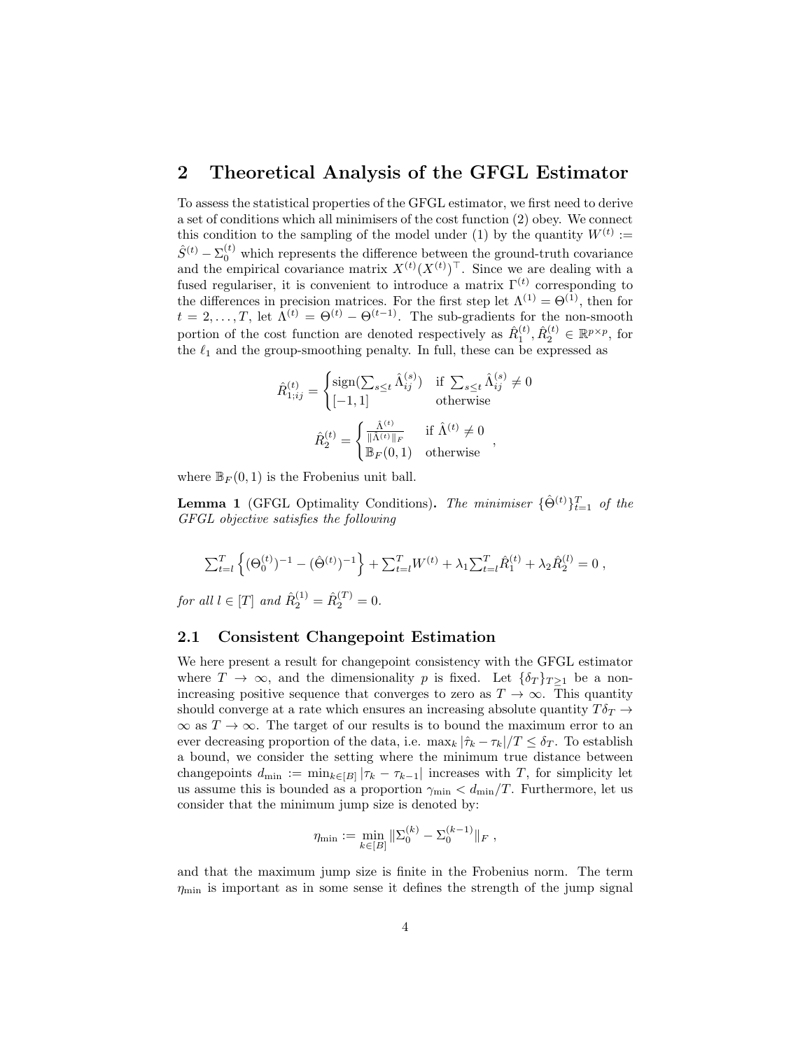## 2 Theoretical Analysis of the GFGL Estimator

To assess the statistical properties of the GFGL estimator, we first need to derive a set of conditions which all minimisers of the cost function (2) obey. We connect this condition to the sampling of the model under (1) by the quantity $W^{(t)} := \hat{S}^{(t)} - \Sigma_0^{(t)}$ which represents the difference between the ground-truth covariance and the empirical covariance matrix $X^{(t)}(X^{(t)})^\top$. Since we are dealing with a fused regulariser, it is convenient to introduce a matrix $\Gamma^{(t)}$ corresponding to the differences in precision matrices. For the first step let $\Lambda^{(1)} = \Theta^{(1)}$, then for $t = 2, \dots, T$, let $\Lambda^{(t)} = \Theta^{(t)} - \Theta^{(t-1)}$. The sub-gradients for the non-smooth portion of the cost function are denoted respectively as $\hat{R}_1^{(t)}, \hat{R}_2^{(t)} \in \mathbb{R}^{p \times p}$, for the $\ell_1$ and the group-smoothing penalty. In full, these can be expressed as

$$
\hat{R}_{1;ij}^{(t)} = \begin{cases} \mathrm{sign}(\sum_{s \le t} \hat{\Lambda}_{ij}^{(s)}) & \text{if } \sum_{s \le t} \hat{\Lambda}_{ij}^{(s)} \neq 0 \\ [-1, 1] & \text{otherwise} \end{cases}
$$

$$
\hat{R}_2^{(t)} = \begin{cases} \frac{\hat{\Lambda}^{(t)}}{\|\hat{\Lambda}^{(t)}\|_F} & \text{if } \hat{\Lambda}^{(t)} \neq 0 \\ \mathbb{B}_F(0,1) & \text{otherwise} \end{cases} ,
$$

where $\mathbb{B}_F(0,1)$ is the Frobenius unit ball.

**Lemma 1** (GFGL Optimality Conditions)**.** *The minimiser $\{\hat{\Theta}^{(t)}\}_{t=1}^T$ of the GFGL objective satisfies the following*

$$
\sum_{t=l}^T \left\{ (\Theta_0^{(t)})^{-1} - (\hat{\Theta}^{(t)})^{-1} \right\} + \sum_{t=l}^T W^{(t)} + \lambda_1 \sum_{t=l}^T \hat{R}_1^{(t)} + \lambda_2 \hat{R}_2^{(l)} = 0 \, ,
$$

*for all $l \in [T]$ and $\hat{R}_2^{(1)} = \hat{R}_2^{(T)} = 0$.*

### 2.1 Consistent Changepoint Estimation

We here present a result for changepoint consistency with the GFGL estimator where $T \to \infty$, and the dimensionality $p$ is fixed. Let $\{\delta_T\}_{T \ge 1}$ be a non-increasing positive sequence that converges to zero as $T \to \infty$. This quantity should converge at a rate which ensures an increasing absolute quantity $T\delta_T \to \infty$ as $T \to \infty$. The target of our results is to bound the maximum error to an ever decreasing proportion of the data, i.e. $\max_k |\hat{\tau}_k - \tau_k|/T \le \delta_T$. To establish a bound, we consider the setting where the minimum true distance between changepoints $d_{\min} := \min_{k \in [B]} |\tau_k - \tau_{k-1}|$ increases with $T$, for simplicity let us assume this is bounded as a proportion $\gamma_{\min} < d_{\min}/T$. Furthermore, let us consider that the minimum jump size is denoted by:

$$
\eta_{\min} := \min_{k \in [B]} \|\Sigma_0^{(k)} - \Sigma_0^{(k-1)}\|_F \, ,
$$

and that the maximum jump size is finite in the Frobenius norm. The term $\eta_{\min}$ is important as in some sense it defines the strength of the jump signal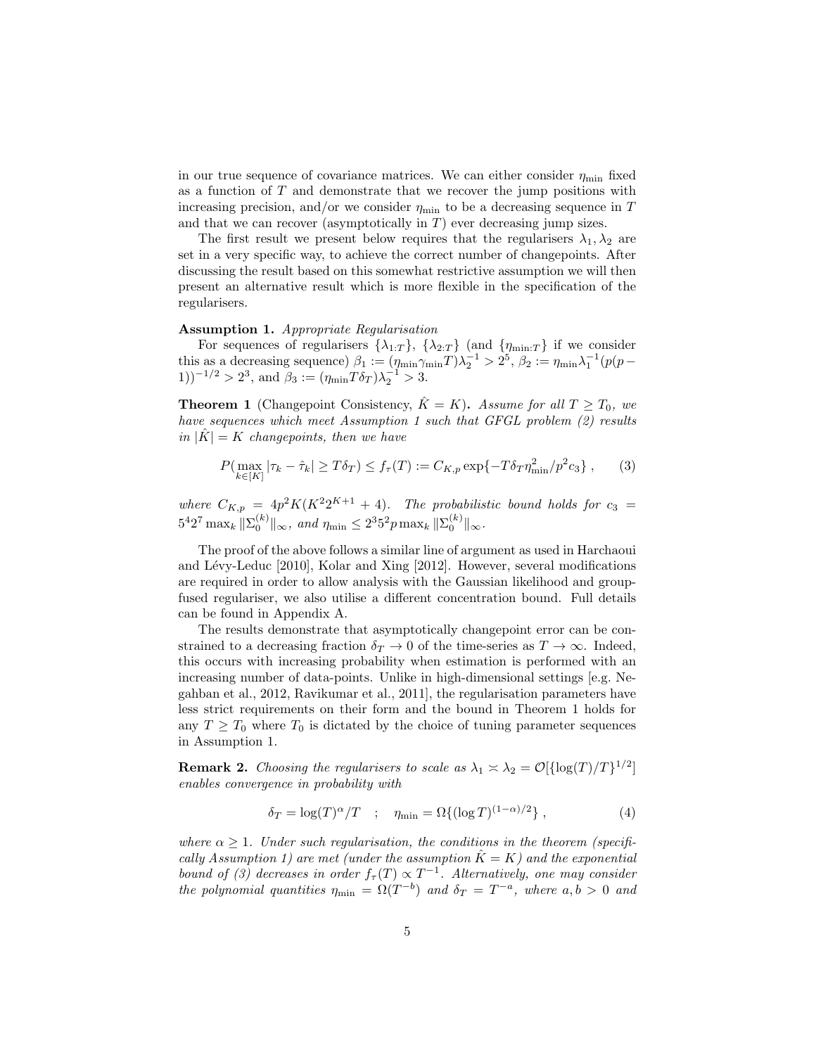in our true sequence of covariance matrices. We can either consider $\eta_{\min}$ fixed as a function of $T$ and demonstrate that we recover the jump positions with increasing precision, and/or we consider $\eta_{\min}$ to be a decreasing sequence in $T$ and that we can recover (asymptotically in $T$) ever decreasing jump sizes.

The first result we present below requires that the regularisers $\lambda_1, \lambda_2$ are set in a very specific way, to achieve the correct number of changepoints. After discussing the result based on this somewhat restrictive assumption we will then present an alternative result which is more flexible in the specification of the regularisers.

**Assumption 1.** *Appropriate Regularisation*

For sequences of regularisers $\{\lambda_{1:T}\}$, $\{\lambda_{2:T}\}$ (and $\{\eta_{\min:T}\}$ if we consider this as a decreasing sequence) $\beta_1 := (\eta_{\min}\gamma_{\min}T)\lambda_2^{-1} > 2^5$, $\beta_2 := \eta_{\min}\lambda_1^{-1}(p(p-1))^{-1/2} > 2^3$, and $\beta_3 := (\eta_{\min}T\delta_T)\lambda_2^{-1} > 3$.

**Theorem 1** (Changepoint Consistency, $\hat{K} = K$)**.** *Assume for all $T \geq T_0$, we have sequences which meet Assumption 1 such that GFGL problem (2) results in $|\hat{K}| = K$ changepoints, then we have*

$$
P(\max_{k\in[K]} |\tau_k - \hat{\tau}_k| \geq T\delta_T) \leq f_\tau(T) := C_{K,p}\exp\{-T\delta_T\eta_{\min}^2/p^2c_3\}\,, \tag{3}
$$

*where $C_{K,p} = 4p^2K(K^2 2^{K+1} + 4)$. The probabilistic bound holds for $c_3 = 5^4 2^7 \max_k \|\Sigma_0^{(k)}\|_\infty$, and $\eta_{\min} \leq 2^3 5^2 p \max_k \|\Sigma_0^{(k)}\|_\infty$.*

The proof of the above follows a similar line of argument as used in Harchaoui and Lévy-Leduc [2010], Kolar and Xing [2012]. However, several modifications are required in order to allow analysis with the Gaussian likelihood and group-fused regulariser, we also utilise a different concentration bound. Full details can be found in Appendix A.

The results demonstrate that asymptotically changepoint error can be constrained to a decreasing fraction $\delta_T \to 0$ of the time-series as $T \to \infty$. Indeed, this occurs with increasing probability when estimation is performed with an increasing number of data-points. Unlike in high-dimensional settings [e.g. Negahban et al., 2012, Ravikumar et al., 2011], the regularisation parameters have less strict requirements on their form and the bound in Theorem 1 holds for any $T \geq T_0$ where $T_0$ is dictated by the choice of tuning parameter sequences in Assumption 1.

**Remark 2.** *Choosing the regularisers to scale as $\lambda_1 \asymp \lambda_2 = \mathcal{O}[\{\log(T)/T\}^{1/2}]$ enables convergence in probability with*

$$
\delta_T = \log(T)^\alpha/T \quad ; \quad \eta_{\min} = \Omega\{(\log T)^{(1-\alpha)/2}\}\,, \tag{4}
$$

*where $\alpha \geq 1$. Under such regularisation, the conditions in the theorem (specifically Assumption 1) are met (under the assumption $\hat{K} = K$) and the exponential bound of (3) decreases in order $f_\tau(T) \propto T^{-1}$. Alternatively, one may consider the polynomial quantities $\eta_{\min} = \Omega(T^{-b})$ and $\delta_T = T^{-a}$, where $a, b > 0$ and*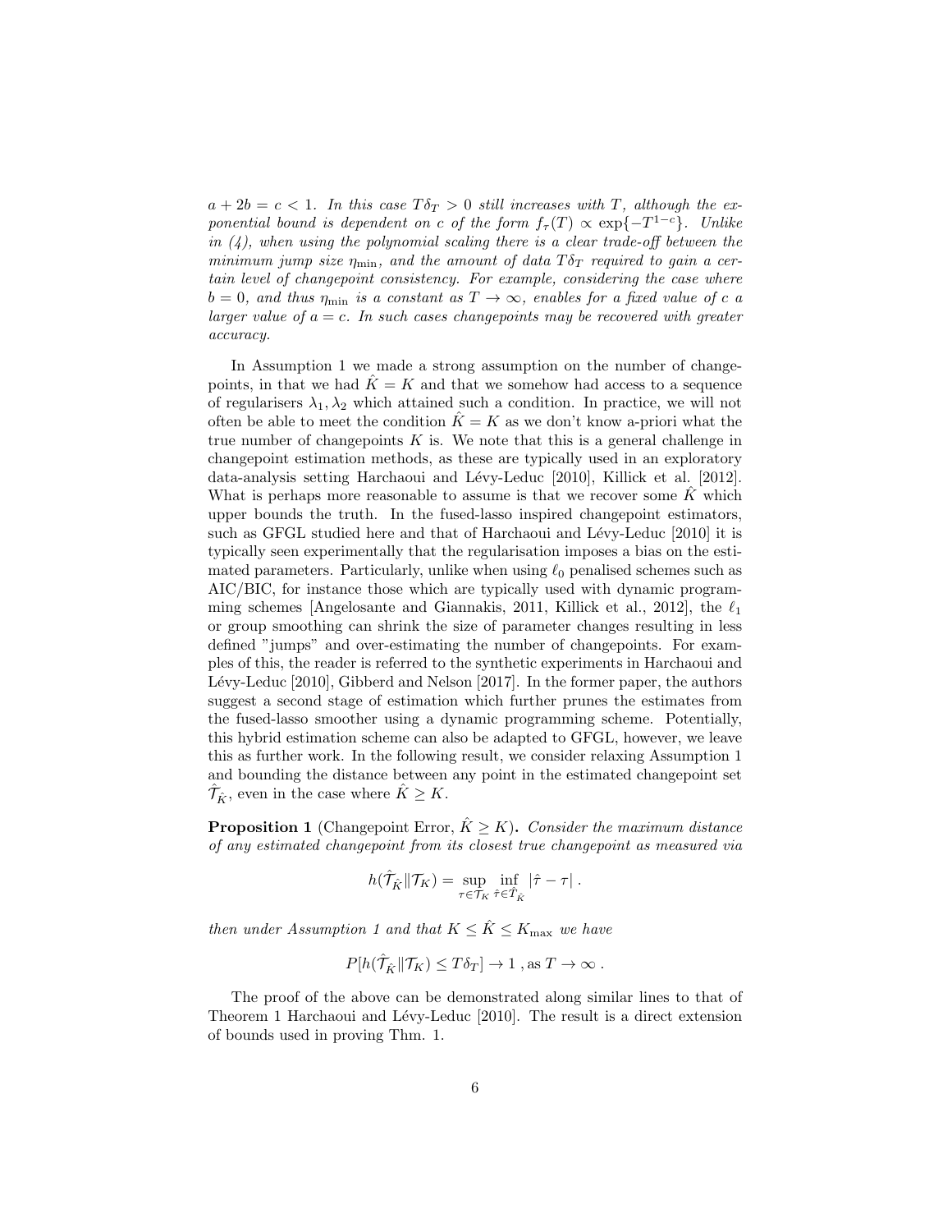*$a + 2b = c < 1$. In this case $T\delta_T > 0$ still increases with $T$, although the exponential bound is dependent on $c$ of the form $f_\tau(T) \propto \exp\{-T^{1-c}\}$. Unlike in (4), when using the polynomial scaling there is a clear trade-off between the minimum jump size $\eta_{\min}$, and the amount of data $T\delta_T$ required to gain a certain level of changepoint consistency. For example, considering the case where $b = 0$, and thus $\eta_{\min}$ is a constant as $T \to \infty$, enables for a fixed value of $c$ a larger value of $a = c$. In such cases changepoints may be recovered with greater accuracy.*

In Assumption 1 we made a strong assumption on the number of changepoints, in that we had $\hat{K} = K$ and that we somehow had access to a sequence of regularisers $\lambda_1, \lambda_2$ which attained such a condition. In practice, we will not often be able to meet the condition $\hat{K} = K$ as we don't know a-priori what the true number of changepoints $K$ is. We note that this is a general challenge in changepoint estimation methods, as these are typically used in an exploratory data-analysis setting Harchaoui and Lévy-Leduc [2010], Killick et al. [2012]. What is perhaps more reasonable to assume is that we recover some $\hat{K}$ which upper bounds the truth. In the fused-lasso inspired changepoint estimators, such as GFGL studied here and that of Harchaoui and Lévy-Leduc [2010] it is typically seen experimentally that the regularisation imposes a bias on the estimated parameters. Particularly, unlike when using $\ell_0$ penalised schemes such as AIC/BIC, for instance those which are typically used with dynamic programming schemes [Angelosante and Giannakis, 2011, Killick et al., 2012], the $\ell_1$ or group smoothing can shrink the size of parameter changes resulting in less defined "jumps" and over-estimating the number of changepoints. For examples of this, the reader is referred to the synthetic experiments in Harchaoui and Lévy-Leduc [2010], Gibberd and Nelson [2017]. In the former paper, the authors suggest a second stage of estimation which further prunes the estimates from the fused-lasso smoother using a dynamic programming scheme. Potentially, this hybrid estimation scheme can also be adapted to GFGL, however, we leave this as further work. In the following result, we consider relaxing Assumption 1 and bounding the distance between any point in the estimated changepoint set $\hat{\mathcal{T}}_{\hat{K}}$, even in the case where $\hat{K} \geq K$.

**Proposition 1** (Changepoint Error, $\hat{K} \geq K$)**.** *Consider the maximum distance of any estimated changepoint from its closest true changepoint as measured via*

$$h(\hat{\mathcal{T}}_{\hat{K}} \| \mathcal{T}_K) = \sup_{\tau \in \mathcal{T}_K} \inf_{\hat{\tau} \in \hat{\mathcal{T}}_{\hat{K}}} |\hat{\tau} - \tau| \; .$$

*then under Assumption 1 and that $K \leq \hat{K} \leq K_{\max}$ we have*

$$P[h(\hat{\mathcal{T}}_{\hat{K}} \| \mathcal{T}_K) \leq T\delta_T] \to 1 \text{ , as } T \to \infty \; .$$

The proof of the above can be demonstrated along similar lines to that of Theorem 1 Harchaoui and Lévy-Leduc [2010]. The result is a direct extension of bounds used in proving Thm. 1.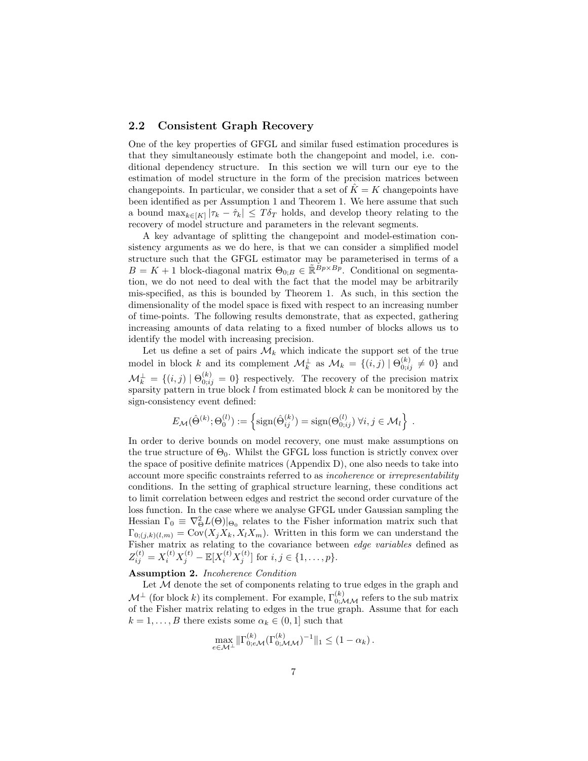## 2.2 Consistent Graph Recovery

One of the key properties of GFGL and similar fused estimation procedures is that they simultaneously estimate both the changepoint and model, i.e. conditional dependency structure. In this section we will turn our eye to the estimation of model structure in the form of the precision matrices between changepoints. In particular, we consider that a set of $\hat{K} = K$ changepoints have been identified as per Assumption 1 and Theorem 1. We here assume that such a bound $\max_{k\in[K]} |\tau_k - \hat{\tau}_k| \leq T\delta_T$ holds, and develop theory relating to the recovery of model structure and parameters in the relevant segments.

A key advantage of splitting the changepoint and model-estimation consistency arguments as we do here, is that we can consider a simplified model structure such that the GFGL estimator may be parameterised in terms of a $B = K + 1$ block-diagonal matrix $\Theta_{0;B} \in \tilde{\mathbb{R}}^{Bp\times Bp}$. Conditional on segmentation, we do not need to deal with the fact that the model may be arbitrarily mis-specified, as this is bounded by Theorem 1. As such, in this section the dimensionality of the model space is fixed with respect to an increasing number of time-points. The following results demonstrate, that as expected, gathering increasing amounts of data relating to a fixed number of blocks allows us to identify the model with increasing precision.

Let us define a set of pairs $\mathcal{M}_k$ which indicate the support set of the true model in block $k$ and its complement $\mathcal{M}_k^{\perp}$ as $\mathcal{M}_k = \{(i,j) \mid \Theta_{0;ij}^{(k)} \neq 0\}$ and $\mathcal{M}_k^{\perp} = \{(i,j) \mid \Theta_{0;ij}^{(k)} = 0\}$ respectively. The recovery of the precision matrix sparsity pattern in true block $l$ from estimated block $k$ can be monitored by the sign-consistency event defined:

$$E_{\mathcal{M}}(\hat{\Theta}^{(k)}; \Theta_0^{(l)}) := \left\{ \mathrm{sign}(\hat{\Theta}_{ij}^{(k)}) = \mathrm{sign}(\Theta_{0;ij}^{(l)})\ \forall i,j \in \mathcal{M}_l \right\} .$$

In order to derive bounds on model recovery, one must make assumptions on the true structure of $\Theta_0$. Whilst the GFGL loss function is strictly convex over the space of positive definite matrices (Appendix D), one also needs to take into account more specific constraints referred to as *incoherence* or *irrepresentability* conditions. In the setting of graphical structure learning, these conditions act to limit correlation between edges and restrict the second order curvature of the loss function. In the case where we analyse GFGL under Gaussian sampling the Hessian $\Gamma_0 \equiv \nabla_{\Theta}^2 L(\Theta)|_{\Theta_0}$ relates to the Fisher information matrix such that $\Gamma_{0;(j,k)(l,m)} = \mathrm{Cov}(X_j X_k, X_l X_m)$. Written in this form we can understand the Fisher matrix as relating to the covariance between *edge variables* defined as $Z_{ij}^{(t)} = X_i^{(t)} X_j^{(t)} - \mathbb{E}[X_i^{(t)} X_j^{(t)}]$ for $i,j \in \{1,\ldots,p\}$.

**Assumption 2.** *Incoherence Condition*

Let $\mathcal{M}$ denote the set of components relating to true edges in the graph and $\mathcal{M}^{\perp}$ (for block $k$) its complement. For example, $\Gamma_{0;\mathcal{M}\mathcal{M}}^{(k)}$ refers to the sub matrix of the Fisher matrix relating to edges in the true graph. Assume that for each $k = 1,\ldots,B$ there exists some $\alpha_k \in (0,1]$ such that

$$\max_{e\in\mathcal{M}^{\perp}} \|\Gamma_{0;e\mathcal{M}}^{(k)} (\Gamma_{0;\mathcal{M}\mathcal{M}}^{(k)})^{-1}\|_1 \leq (1-\alpha_k) .$$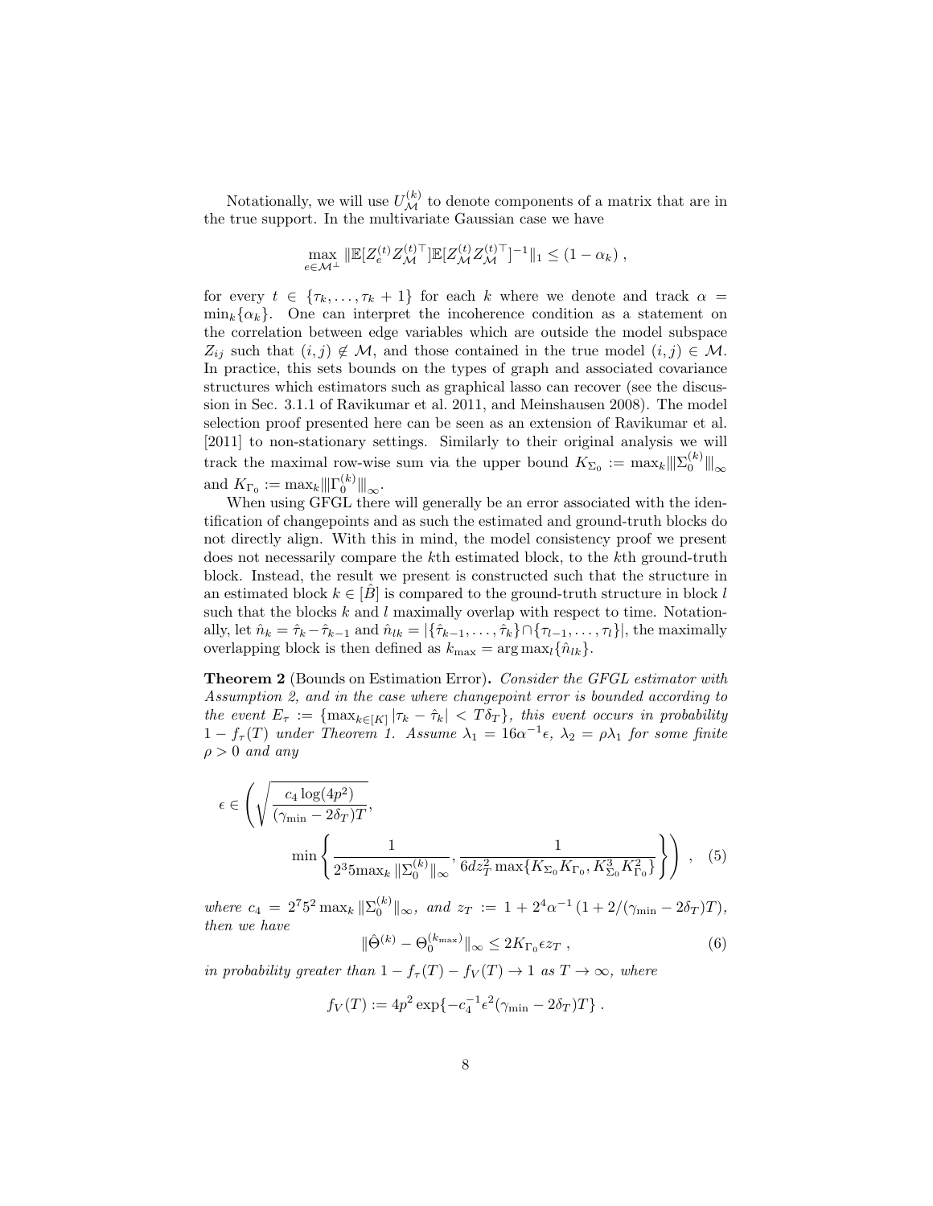Notationally, we will use $U_{\mathcal{M}}^{(k)}$ to denote components of a matrix that are in the true support. In the multivariate Gaussian case we have

$$\max_{e \in \mathcal{M}^{\perp}} \|\mathbb{E}[Z_e^{(t)} Z_{\mathcal{M}}^{(t)\top}]\mathbb{E}[Z_{\mathcal{M}}^{(t)} Z_{\mathcal{M}}^{(t)\top}]^{-1}\|_1 \leq (1 - \alpha_k) ,$$

for every $t \in \{\tau_k, \ldots, \tau_k + 1\}$ for each $k$ where we denote and track $\alpha = \min_k\{\alpha_k\}$. One can interpret the incoherence condition as a statement on the correlation between edge variables which are outside the model subspace $Z_{ij}$ such that $(i,j) \notin \mathcal{M}$, and those contained in the true model $(i,j) \in \mathcal{M}$. In practice, this sets bounds on the types of graph and associated covariance structures which estimators such as graphical lasso can recover (see the discussion in Sec. 3.1.1 of Ravikumar et al. 2011, and Meinshausen 2008). The model selection proof presented here can be seen as an extension of Ravikumar et al. [2011] to non-stationary settings. Similarly to their original analysis we will track the maximal row-wise sum via the upper bound $K_{\Sigma_0} := \max_k |||\Sigma_0^{(k)}|||_\infty$ and $K_{\Gamma_0} := \max_k |||\Gamma_0^{(k)}|||_\infty$.

When using GFGL there will generally be an error associated with the identification of changepoints and as such the estimated and ground-truth blocks do not directly align. With this in mind, the model consistency proof we present does not necessarily compare the $k$th estimated block, to the $k$th ground-truth block. Instead, the result we present is constructed such that the structure in an estimated block $k \in [\hat{B}]$ is compared to the ground-truth structure in block $l$ such that the blocks $k$ and $l$ maximally overlap with respect to time. Notationally, let $\hat{n}_k = \hat{\tau}_k - \hat{\tau}_{k-1}$ and $\hat{n}_{lk} = |\{\hat{\tau}_{k-1}, \ldots, \hat{\tau}_k\} \cap \{\tau_{l-1}, \ldots, \tau_l\}|$, the maximally overlapping block is then defined as $k_{\max} = \arg\max_l\{\hat{n}_{lk}\}$.

**Theorem 2** (Bounds on Estimation Error). *Consider the GFGL estimator with Assumption 2, and in the case where changepoint error is bounded according to the event $E_\tau := \{\max_{k \in [K]} |\tau_k - \hat{\tau}_k| < T\delta_T\}$, this event occurs in probability $1 - f_\tau(T)$ under Theorem 1. Assume $\lambda_1 = 16\alpha^{-1}\epsilon$, $\lambda_2 = \rho\lambda_1$ for some finite $\rho > 0$ and any*

$$\epsilon \in \left( \sqrt{\frac{c_4 \log(4p^2)}{(\gamma_{\min} - 2\delta_T)T}}, \min\left\{ \frac{1}{2^3 5 \max_k \|\Sigma_0^{(k)}\|_\infty}, \frac{1}{6dz_T^2 \max\{K_{\Sigma_0}K_{\Gamma_0}, K_{\Sigma_0}^3 K_{\Gamma_0}^2\}} \right\} \right) , \quad (5)$$

*where $c_4 = 2^7 5^2 \max_k \|\Sigma_0^{(k)}\|_\infty$, and $z_T := 1 + 2^4\alpha^{-1}(1 + 2/(\gamma_{\min} - 2\delta_T)T)$, then we have*

$$\|\hat{\Theta}^{(k)} - \Theta_0^{(k_{\max})}\|_\infty \leq 2K_{\Gamma_0}\epsilon z_T , \quad (6)$$

*in probability greater than $1 - f_\tau(T) - f_V(T) \to 1$ as $T \to \infty$, where*

$$f_V(T) := 4p^2 \exp\{-c_4^{-1}\epsilon^2(\gamma_{\min} - 2\delta_T)T\} .$$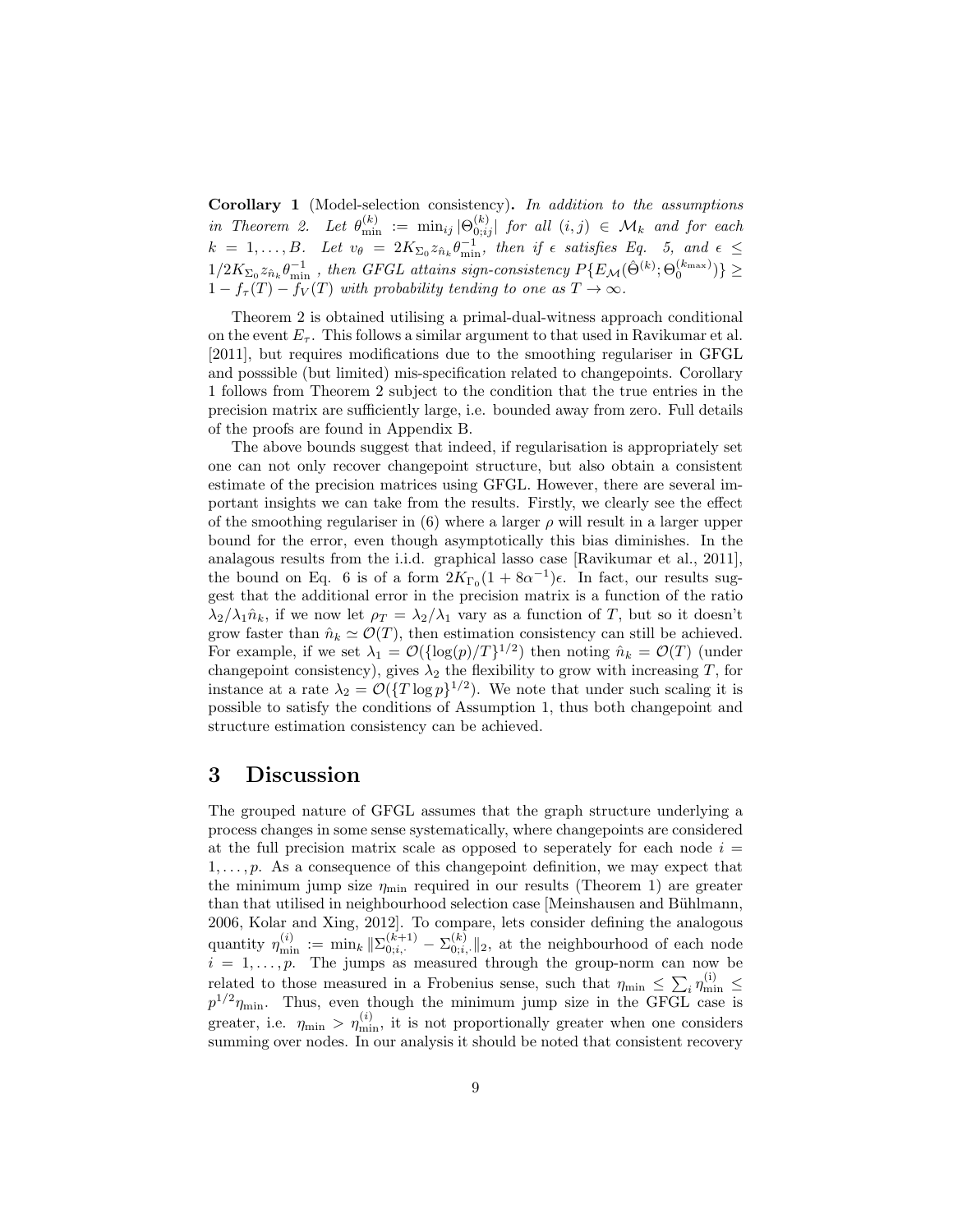**Corollary 1** (Model-selection consistency)**.** *In addition to the assumptions in Theorem 2. Let $\theta_{\min}^{(k)} := \min_{ij} |\Theta_{0;ij}^{(k)}|$ for all $(i,j) \in \mathcal{M}_k$ and for each $k = 1, \ldots, B$. Let $v_\theta = 2K_{\Sigma_0} z_{\hat{n}_k} \theta_{\min}^{-1}$, then if $\epsilon$ satisfies Eq. 5, and $\epsilon \leq 1/2K_{\Sigma_0} z_{\hat{n}_k} \theta_{\min}^{-1}$ , then GFGL attains sign-consistency $P\{E_{\mathcal{M}}(\hat{\Theta}^{(k)}; \Theta_0^{(k_{\max})})\} \geq 1 - f_\tau(T) - f_V(T)$ with probability tending to one as $T \to \infty$.*

Theorem 2 is obtained utilising a primal-dual-witness approach conditional on the event $E_\tau$. This follows a similar argument to that used in Ravikumar et al. [2011], but requires modifications due to the smoothing regulariser in GFGL and posssible (but limited) mis-specification related to changepoints. Corollary 1 follows from Theorem 2 subject to the condition that the true entries in the precision matrix are sufficiently large, i.e. bounded away from zero. Full details of the proofs are found in Appendix B.

The above bounds suggest that indeed, if regularisation is appropriately set one can not only recover changepoint structure, but also obtain a consistent estimate of the precision matrices using GFGL. However, there are several important insights we can take from the results. Firstly, we clearly see the effect of the smoothing regulariser in (6) where a larger $\rho$ will result in a larger upper bound for the error, even though asymptotically this bias diminishes. In the analagous results from the i.i.d. graphical lasso case [Ravikumar et al., 2011], the bound on Eq. 6 is of a form $2K_{\Gamma_0}(1 + 8\alpha^{-1})\epsilon$. In fact, our results suggest that the additional error in the precision matrix is a function of the ratio $\lambda_2/\lambda_1 \hat{n}_k$, if we now let $\rho_T = \lambda_2/\lambda_1$ vary as a function of $T$, but so it doesn't grow faster than $\hat{n}_k \simeq \mathcal{O}(T)$, then estimation consistency can still be achieved. For example, if we set $\lambda_1 = \mathcal{O}(\{\log(p)/T\}^{1/2})$ then noting $\hat{n}_k = \mathcal{O}(T)$ (under changepoint consistency), gives $\lambda_2$ the flexibility to grow with increasing $T$, for instance at a rate $\lambda_2 = \mathcal{O}(\{T \log p\}^{1/2})$. We note that under such scaling it is possible to satisfy the conditions of Assumption 1, thus both changepoint and structure estimation consistency can be achieved.

# 3 Discussion

The grouped nature of GFGL assumes that the graph structure underlying a process changes in some sense systematically, where changepoints are considered at the full precision matrix scale as opposed to seperately for each node $i = 1, \ldots, p$. As a consequence of this changepoint definition, we may expect that the minimum jump size $\eta_{\min}$ required in our results (Theorem 1) are greater than that utilised in neighbourhood selection case [Meinshausen and Bühlmann, 2006, Kolar and Xing, 2012]. To compare, lets consider defining the analogous quantity $\eta_{\min}^{(i)} := \min_k \|\Sigma_{0;i,\cdot}^{(k+1)} - \Sigma_{0;i,\cdot}^{(k)}\|_2$, at the neighbourhood of each node $i = 1, \ldots, p$. The jumps as measured through the group-norm can now be related to those measured in a Frobenius sense, such that $\eta_{\min} \leq \sum_i \eta_{\min}^{(i)} \leq p^{1/2}\eta_{\min}$. Thus, even though the minimum jump size in the GFGL case is greater, i.e. $\eta_{\min} > \eta_{\min}^{(i)}$, it is not proportionally greater when one considers summing over nodes. In our analysis it should be noted that consistent recovery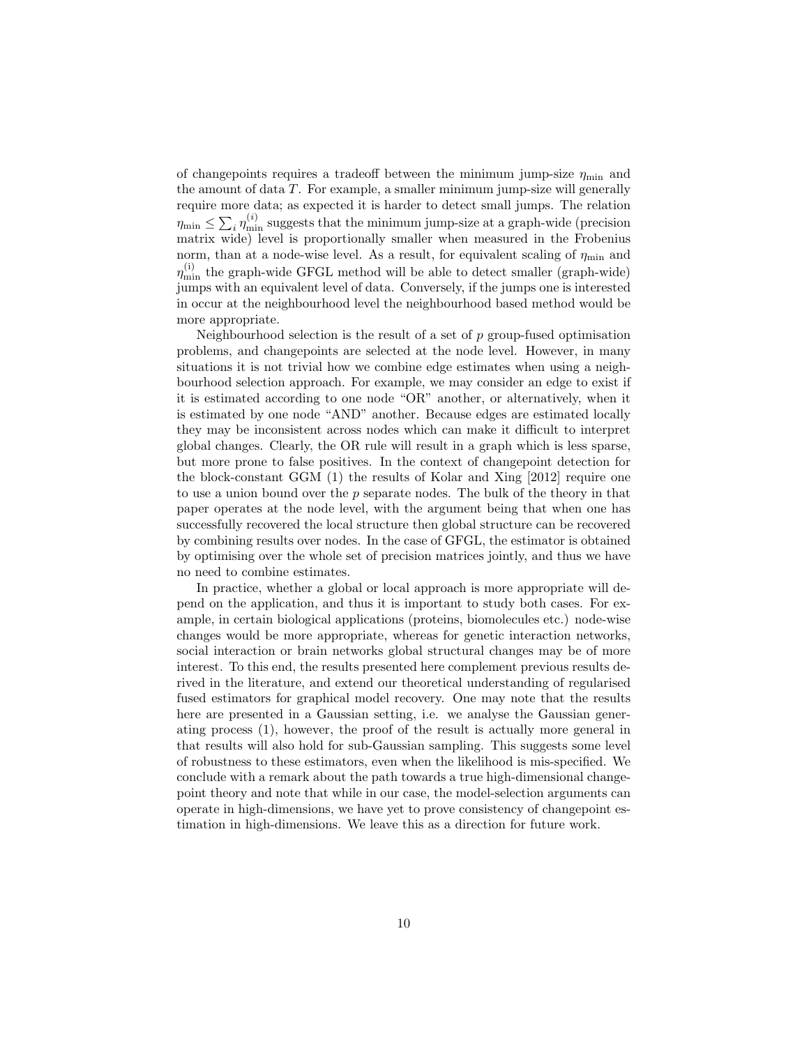of changepoints requires a tradeoff between the minimum jump-size $\eta_{\min}$ and the amount of data $T$. For example, a smaller minimum jump-size will generally require more data; as expected it is harder to detect small jumps. The relation $\eta_{\min} \leq \sum_i \eta_{\min}^{(i)}$ suggests that the minimum jump-size at a graph-wide (precision matrix wide) level is proportionally smaller when measured in the Frobenius norm, than at a node-wise level. As a result, for equivalent scaling of $\eta_{\min}$ and $\eta_{\min}^{(\mathrm{i})}$ the graph-wide GFGL method will be able to detect smaller (graph-wide) jumps with an equivalent level of data. Conversely, if the jumps one is interested in occur at the neighbourhood level the neighbourhood based method would be more appropriate.

Neighbourhood selection is the result of a set of $p$ group-fused optimisation problems, and changepoints are selected at the node level. However, in many situations it is not trivial how we combine edge estimates when using a neighbourhood selection approach. For example, we may consider an edge to exist if it is estimated according to one node "OR" another, or alternatively, when it is estimated by one node "AND" another. Because edges are estimated locally they may be inconsistent across nodes which can make it difficult to interpret global changes. Clearly, the OR rule will result in a graph which is less sparse, but more prone to false positives. In the context of changepoint detection for the block-constant GGM (1) the results of Kolar and Xing [2012] require one to use a union bound over the $p$ separate nodes. The bulk of the theory in that paper operates at the node level, with the argument being that when one has successfully recovered the local structure then global structure can be recovered by combining results over nodes. In the case of GFGL, the estimator is obtained by optimising over the whole set of precision matrices jointly, and thus we have no need to combine estimates.

In practice, whether a global or local approach is more appropriate will depend on the application, and thus it is important to study both cases. For example, in certain biological applications (proteins, biomolecules etc.) node-wise changes would be more appropriate, whereas for genetic interaction networks, social interaction or brain networks global structural changes may be of more interest. To this end, the results presented here complement previous results derived in the literature, and extend our theoretical understanding of regularised fused estimators for graphical model recovery. One may note that the results here are presented in a Gaussian setting, i.e. we analyse the Gaussian generating process (1), however, the proof of the result is actually more general in that results will also hold for sub-Gaussian sampling. This suggests some level of robustness to these estimators, even when the likelihood is mis-specified. We conclude with a remark about the path towards a true high-dimensional changepoint theory and note that while in our case, the model-selection arguments can operate in high-dimensions, we have yet to prove consistency of changepoint estimation in high-dimensions. We leave this as a direction for future work.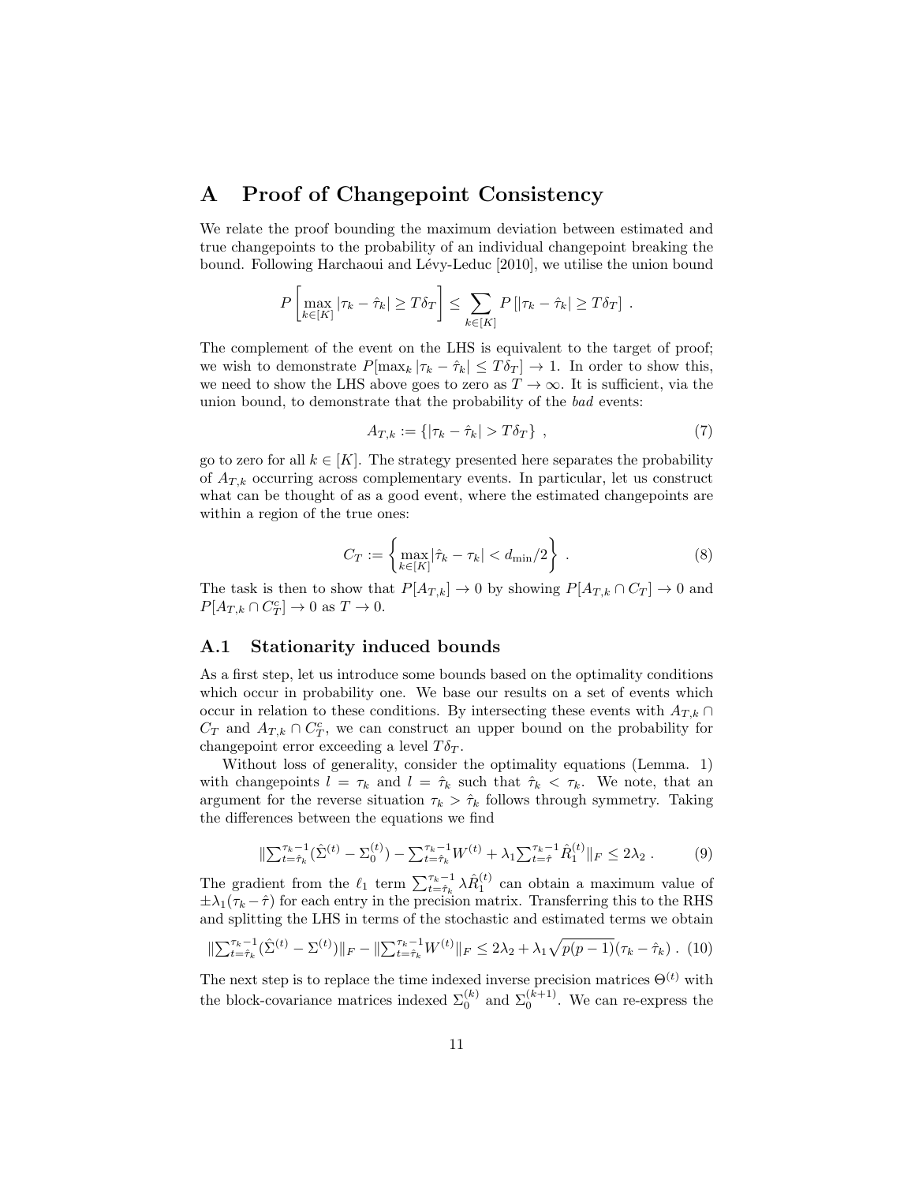# A Proof of Changepoint Consistency

We relate the proof bounding the maximum deviation between estimated and true changepoints to the probability of an individual changepoint breaking the bound. Following Harchaoui and Lévy-Leduc [2010], we utilise the union bound

$$P\left[\max_{k\in[K]} |\tau_k - \hat{\tau}_k| \geq T\delta_T\right] \leq \sum_{k\in[K]} P\left[|\tau_k - \hat{\tau}_k| \geq T\delta_T\right] \ .$$

The complement of the event on the LHS is equivalent to the target of proof; we wish to demonstrate $P[\max_k |\tau_k - \hat{\tau}_k| \leq T\delta_T] \to 1$. In order to show this, we need to show the LHS above goes to zero as $T \to \infty$. It is sufficient, via the union bound, to demonstrate that the probability of the *bad* events:

$$A_{T,k} := \{|\tau_k - \hat{\tau}_k| > T\delta_T\} \ , \tag{7}$$

go to zero for all $k \in [K]$. The strategy presented here separates the probability of $A_{T,k}$ occurring across complementary events. In particular, let us construct what can be thought of as a good event, where the estimated changepoints are within a region of the true ones:

$$C_T := \left\{\max_{k\in[K]} |\hat{\tau}_k - \tau_k| < d_{\min}/2\right\} \ . \tag{8}$$

The task is then to show that $P[A_{T,k}] \to 0$ by showing $P[A_{T,k} \cap C_T] \to 0$ and $P[A_{T,k} \cap C_T^c] \to 0$ as $T \to 0$.

## A.1 Stationarity induced bounds

As a first step, let us introduce some bounds based on the optimality conditions which occur in probability one. We base our results on a set of events which occur in relation to these conditions. By intersecting these events with $A_{T,k} \cap C_T$ and $A_{T,k} \cap C_T^c$, we can construct an upper bound on the probability for changepoint error exceeding a level $T\delta_T$.

Without loss of generality, consider the optimality equations (Lemma. 1) with changepoints $l = \tau_k$ and $l = \hat{\tau}_k$ such that $\hat{\tau}_k < \tau_k$. We note, that an argument for the reverse situation $\tau_k > \hat{\tau}_k$ follows through symmetry. Taking the differences between the equations we find

$$\|\textstyle\sum_{t=\hat{\tau}_k}^{\tau_k-1}(\hat{\Sigma}^{(t)} - \Sigma_0^{(t)}) - \sum_{t=\hat{\tau}_k}^{\tau_k-1} W^{(t)} + \lambda_1 \sum_{t=\hat{\tau}}^{\tau_k-1} \hat{R}_1^{(t)}\|_F \leq 2\lambda_2 \ . \tag{9}$$

The gradient from the $\ell_1$ term $\sum_{t=\hat{\tau}_k}^{\tau_k-1} \lambda \hat{R}_1^{(t)}$ can obtain a maximum value of $\pm\lambda_1(\tau_k - \hat{\tau})$ for each entry in the precision matrix. Transferring this to the RHS and splitting the LHS in terms of the stochastic and estimated terms we obtain

$$\|\textstyle\sum_{t=\hat{\tau}_k}^{\tau_k-1}(\hat{\Sigma}^{(t)} - \Sigma^{(t)})\|_F - \|\sum_{t=\hat{\tau}_k}^{\tau_k-1} W^{(t)}\|_F \leq 2\lambda_2 + \lambda_1\sqrt{p(p-1)}(\tau_k - \hat{\tau}_k) \ . \tag{10}$$

The next step is to replace the time indexed inverse precision matrices $\Theta^{(t)}$ with the block-covariance matrices indexed $\Sigma_0^{(k)}$ and $\Sigma_0^{(k+1)}$. We can re-express the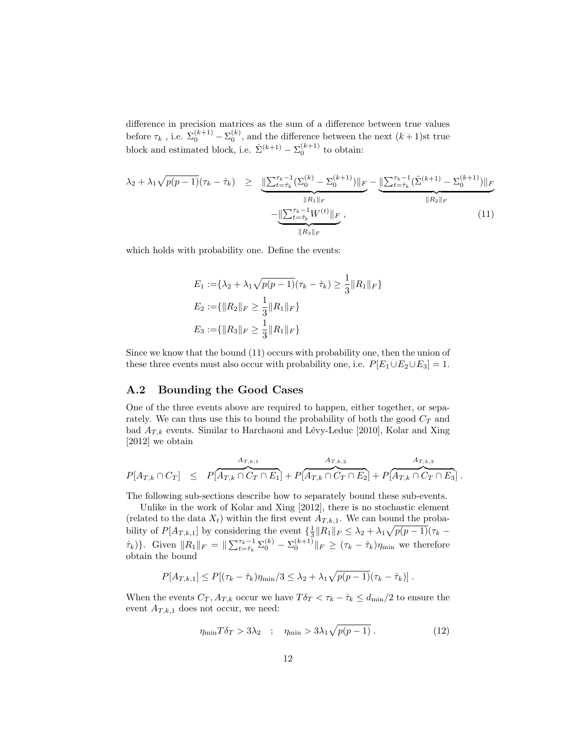difference in precision matrices as the sum of a difference between true values before $\tau_k$ , i.e. $\Sigma_0^{(k+1)} - \Sigma_0^{(k)}$, and the difference between the next $(k+1)$st true block and estimated block, i.e. $\hat{\Sigma}^{(k+1)} - \Sigma_0^{(k+1)}$ to obtain:

$$
\begin{aligned}
\lambda_2 + \lambda_1\sqrt{p(p-1)}(\tau_k - \hat{\tau}_k) \quad \geq \quad & \underbrace{\|\textstyle\sum_{t=\hat{\tau}_k}^{\tau_k - 1}(\Sigma_0^{(k)} - \Sigma_0^{(k+1)})\|_F}_{\|R_1\|_F} - \underbrace{\|\textstyle\sum_{t=\hat{\tau}_k}^{\tau_k - 1}(\hat{\Sigma}^{(k+1)} - \Sigma_0^{(k+1)})\|_F}_{\|R_2\|_F} \\
& -\underbrace{\|\textstyle\sum_{t=\hat{\tau}_k}^{\tau_k - 1} W^{(t)}\|_F}_{\|R_3\|_F} \,, \qquad (11)
\end{aligned}
$$

which holds with probability one. Define the events:

$$
\begin{aligned}
E_1 :=& \{\lambda_2 + \lambda_1\sqrt{p(p-1)}(\tau_k - \hat{\tau}_k) \geq \frac{1}{3}\|R_1\|_F\} \\
E_2 :=& \{\|R_2\|_F \geq \frac{1}{3}\|R_1\|_F\} \\
E_3 :=& \{\|R_3\|_F \geq \frac{1}{3}\|R_1\|_F\}
\end{aligned}
$$

Since we know that the bound (11) occurs with probability one, then the union of these three events must also occur with probability one, i.e. $P[E_1 \cup E_2 \cup E_3] = 1$.

## A.2 Bounding the Good Cases

One of the three events above are required to happen, either together, or separately. We can thus use this to bound the probability of both the good $C_T$ and bad $A_{T,k}$ events. Similar to Harchaoui and Lévy-Leduc [2010], Kolar and Xing [2012] we obtain

$$
P[A_{T,k} \cap C_T] \quad \leq \quad P[\overbrace{A_{T,k} \cap C_T \cap E_1}^{A_{T,k,1}}] + P[\overbrace{A_{T,k} \cap C_T \cap E_2}^{A_{T,k,2}}] + P[\overbrace{A_{T,k} \cap C_T \cap E_3}^{A_{T,k,3}}] \,.
$$

The following sub-sections describe how to separately bound these sub-events.

Unlike in the work of Kolar and Xing [2012], there is no stochastic element (related to the data $X_t$) within the first event $A_{T,k,1}$. We can bound the probability of $P[A_{T,k,1}]$ by considering the event $\{\frac{1}{3}\|R_1\|_F \leq \lambda_2 + \lambda_1\sqrt{p(p-1)}(\tau_k - \hat{\tau}_k)\}$. Given $\|R_1\|_F = \|\sum_{t=\hat{\tau}_k}^{\tau_k - 1}\Sigma_0^{(k)} - \Sigma_0^{(k+1)}\|_F \geq (\tau_k - \hat{\tau}_k)\eta_{\min}$ we therefore obtain the bound

$$
P[A_{T,k,1}] \leq P[(\tau_k - \hat{\tau}_k)\eta_{\min}/3 \leq \lambda_2 + \lambda_1\sqrt{p(p-1)}(\tau_k - \hat{\tau}_k)] \,.
$$

When the events $C_T, A_{T,k}$ occur we have $T\delta_T < \tau_k - \hat{\tau}_k \leq d_{\min}/2$ to ensure the event $A_{T,k,1}$ does not occur, we need:

$$
\eta_{\min} T\delta_T > 3\lambda_2 \quad ; \quad \eta_{\min} > 3\lambda_1\sqrt{p(p-1)} \,. \qquad (12)
$$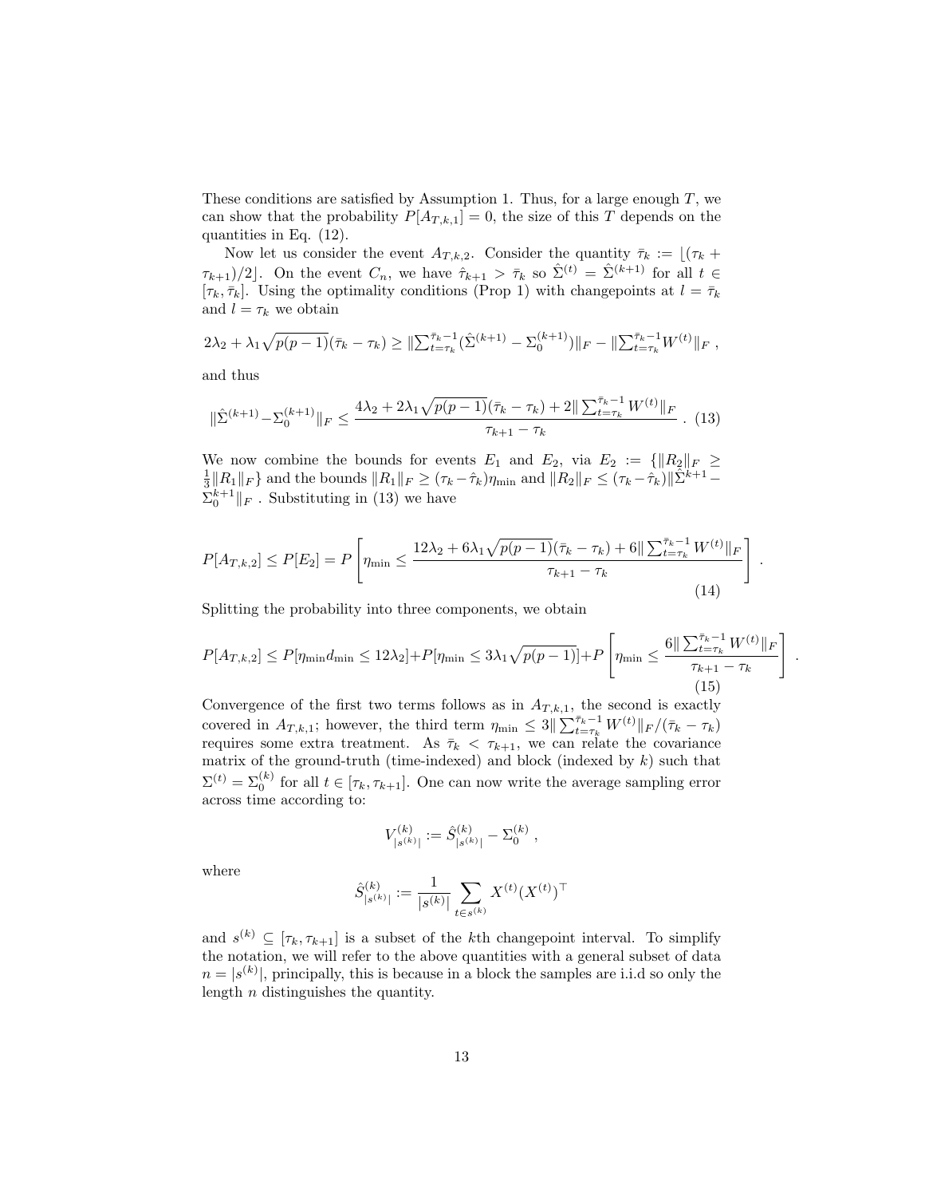These conditions are satisfied by Assumption 1. Thus, for a large enough $T$, we can show that the probability $P[A_{T,k,1}] = 0$, the size of this $T$ depends on the quantities in Eq. (12).

Now let us consider the event $A_{T,k,2}$. Consider the quantity $\bar{\tau}_k := \lfloor (\tau_k + \tau_{k+1})/2 \rfloor$. On the event $C_n$, we have $\hat{\tau}_{k+1} > \bar{\tau}_k$ so $\hat{\Sigma}^{(t)} = \hat{\Sigma}^{(k+1)}$ for all $t \in [\tau_k, \bar{\tau}_k]$. Using the optimality conditions (Prop 1) with changepoints at $l = \bar{\tau}_k$ and $l = \tau_k$ we obtain

$$2\lambda_2 + \lambda_1\sqrt{p(p-1)}(\bar{\tau}_k - \tau_k) \geq \|\textstyle\sum_{t=\tau_k}^{\bar{\tau}_k - 1}(\hat{\Sigma}^{(k+1)} - \Sigma_0^{(k+1)})\|_F - \|\textstyle\sum_{t=\tau_k}^{\bar{\tau}_k-1} W^{(t)}\|_F \ ,$$

and thus

$$\|\hat{\Sigma}^{(k+1)} - \Sigma_0^{(k+1)}\|_F \leq \frac{4\lambda_2 + 2\lambda_1\sqrt{p(p-1)}(\bar{\tau}_k - \tau_k) + 2\|\sum_{t=\tau_k}^{\bar{\tau}_k-1} W^{(t)}\|_F}{\tau_{k+1} - \tau_k} \ . \quad (13)$$

We now combine the bounds for events $E_1$ and $E_2$, via $E_2 := \{\|R_2\|_F \geq \frac{1}{3}\|R_1\|_F\}$ and the bounds $\|R_1\|_F \geq (\tau_k - \hat{\tau}_k)\eta_{\min}$ and $\|R_2\|_F \leq (\tau_k - \hat{\tau}_k)\|\hat{\Sigma}^{k+1} - \Sigma_0^{k+1}\|_F$ . Substituting in (13) we have

$$P[A_{T,k,2}] \leq P[E_2] = P\left[\eta_{\min} \leq \frac{12\lambda_2 + 6\lambda_1\sqrt{p(p-1)}(\bar{\tau}_k - \tau_k) + 6\|\sum_{t=\tau_k}^{\bar{\tau}_k-1} W^{(t)}\|_F}{\tau_{k+1} - \tau_k}\right] \ . \quad (14)$$

Splitting the probability into three components, we obtain

$$P[A_{T,k,2}] \leq P[\eta_{\min} d_{\min} \leq 12\lambda_2] + P[\eta_{\min} \leq 3\lambda_1\sqrt{p(p-1)}] + P\left[\eta_{\min} \leq \frac{6\|\sum_{t=\tau_k}^{\bar{\tau}_k-1} W^{(t)}\|_F}{\tau_{k+1} - \tau_k}\right] \ . \quad (15)$$

Convergence of the first two terms follows as in $A_{T,k,1}$, the second is exactly covered in $A_{T,k,1}$; however, the third term $\eta_{\min} \leq 3\|\sum_{t=\tau_k}^{\bar{\tau}_k-1} W^{(t)}\|_F/(\bar{\tau}_k - \tau_k)$ requires some extra treatment. As $\bar{\tau}_k < \tau_{k+1}$, we can relate the covariance matrix of the ground-truth (time-indexed) and block (indexed by $k$) such that $\Sigma^{(t)} = \Sigma_0^{(k)}$ for all $t \in [\tau_k, \tau_{k+1}]$. One can now write the average sampling error across time according to:

$$V^{(k)}_{|s^{(k)}|} := \hat{S}^{(k)}_{|s^{(k)}|} - \Sigma_0^{(k)} \ ,$$

where

$$\hat{S}^{(k)}_{|s^{(k)}|} := \frac{1}{|s^{(k)}|}\sum_{t \in s^{(k)}} X^{(t)}(X^{(t)})^\top$$

and $s^{(k)} \subseteq [\tau_k, \tau_{k+1}]$ is a subset of the $k$th changepoint interval. To simplify the notation, we will refer to the above quantities with a general subset of data $n = |s^{(k)}|$, principally, this is because in a block the samples are i.i.d so only the length $n$ distinguishes the quantity.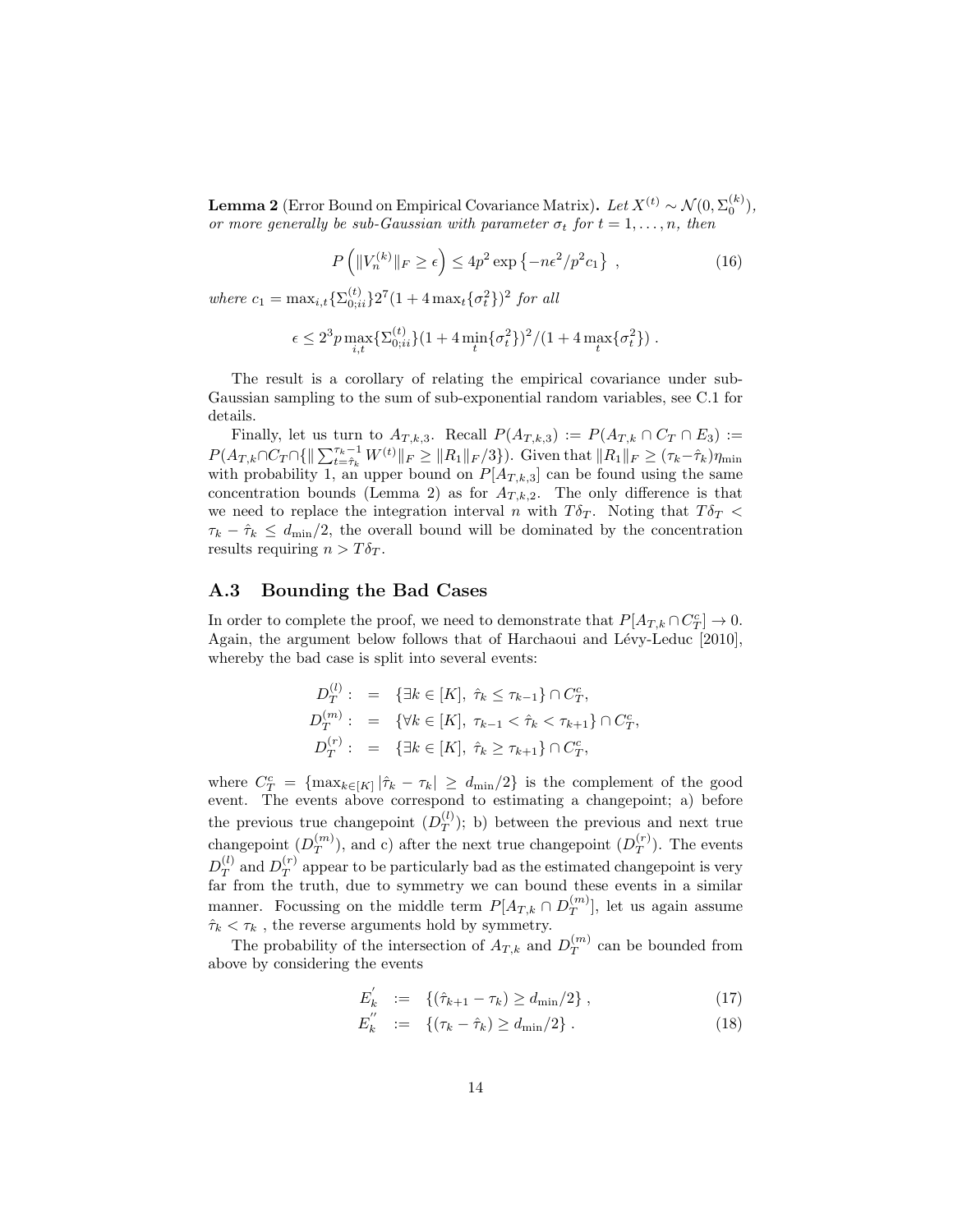**Lemma 2** (Error Bound on Empirical Covariance Matrix)**.** *Let $X^{(t)} \sim \mathcal{N}(0, \Sigma_0^{(k)})$, or more generally be sub-Gaussian with parameter $\sigma_t$ for $t = 1, \ldots, n$, then*

$$P\left(\|V_n^{(k)}\|_F \geq \epsilon\right) \leq 4p^2 \exp\left\{-n\epsilon^2/p^2 c_1\right\} \ , \tag{16}$$

*where $c_1 = \max_{i,t}\{\Sigma_{0;ii}^{(t)}\} 2^7 (1 + 4\max_t\{\sigma_t^2\})^2$ for all*

$$\epsilon \leq 2^3 p \max_{i,t}\{\Sigma_{0;ii}^{(t)}\}(1 + 4\min_t\{\sigma_t^2\})^2/(1 + 4\max_t\{\sigma_t^2\}) \ .$$

The result is a corollary of relating the empirical covariance under sub-Gaussian sampling to the sum of sub-exponential random variables, see C.1 for details.

Finally, let us turn to $A_{T,k,3}$. Recall $P(A_{T,k,3}) := P(A_{T,k} \cap C_T \cap E_3) := P(A_{T,k} \cap C_T \cap \{\|\sum_{t=\hat{\tau}_k}^{\tau_k - 1} W^{(t)}\|_F \geq \|R_1\|_F/3\})$. Given that $\|R_1\|_F \geq (\tau_k - \hat{\tau}_k)\eta_{\min}$ with probability 1, an upper bound on $P[A_{T,k,3}]$ can be found using the same concentration bounds (Lemma 2) as for $A_{T,k,2}$. The only difference is that we need to replace the integration interval $n$ with $T\delta_T$. Noting that $T\delta_T < \tau_k - \hat{\tau}_k \leq d_{\min}/2$, the overall bound will be dominated by the concentration results requiring $n > T\delta_T$.

### A.3 Bounding the Bad Cases

In order to complete the proof, we need to demonstrate that $P[A_{T,k} \cap C_T^c] \to 0$. Again, the argument below follows that of Harchaoui and Lévy-Leduc [2010], whereby the bad case is split into several events:

$$\begin{aligned}
D_T^{(l)} : &= \{\exists k \in [K],\ \hat{\tau}_k \leq \tau_{k-1}\} \cap C_T^c, \\
D_T^{(m)} : &= \{\forall k \in [K],\ \tau_{k-1} < \hat{\tau}_k < \tau_{k+1}\} \cap C_T^c, \\
D_T^{(r)} : &= \{\exists k \in [K],\ \hat{\tau}_k \geq \tau_{k+1}\} \cap C_T^c,
\end{aligned}$$

where $C_T^c = \{\max_{k\in[K]} |\hat{\tau}_k - \tau_k| \geq d_{\min}/2\}$ is the complement of the good event. The events above correspond to estimating a changepoint; a) before the previous true changepoint ($D_T^{(l)}$); b) between the previous and next true changepoint ($D_T^{(m)}$), and c) after the next true changepoint ($D_T^{(r)}$). The events $D_T^{(l)}$ and $D_T^{(r)}$ appear to be particularly bad as the estimated changepoint is very far from the truth, due to symmetry we can bound these events in a similar manner. Focussing on the middle term $P[A_{T,k} \cap D_T^{(m)}]$, let us again assume $\hat{\tau}_k < \tau_k$ , the reverse arguments hold by symmetry.

The probability of the intersection of $A_{T,k}$ and $D_T^{(m)}$ can be bounded from above by considering the events

$$E_k^{'} := \{(\hat{\tau}_{k+1} - \tau_k) \geq d_{\min}/2\} \ , \tag{17}$$

$$E_k^{''} := \{(\tau_k - \hat{\tau}_k) \geq d_{\min}/2\} \ . \tag{18}$$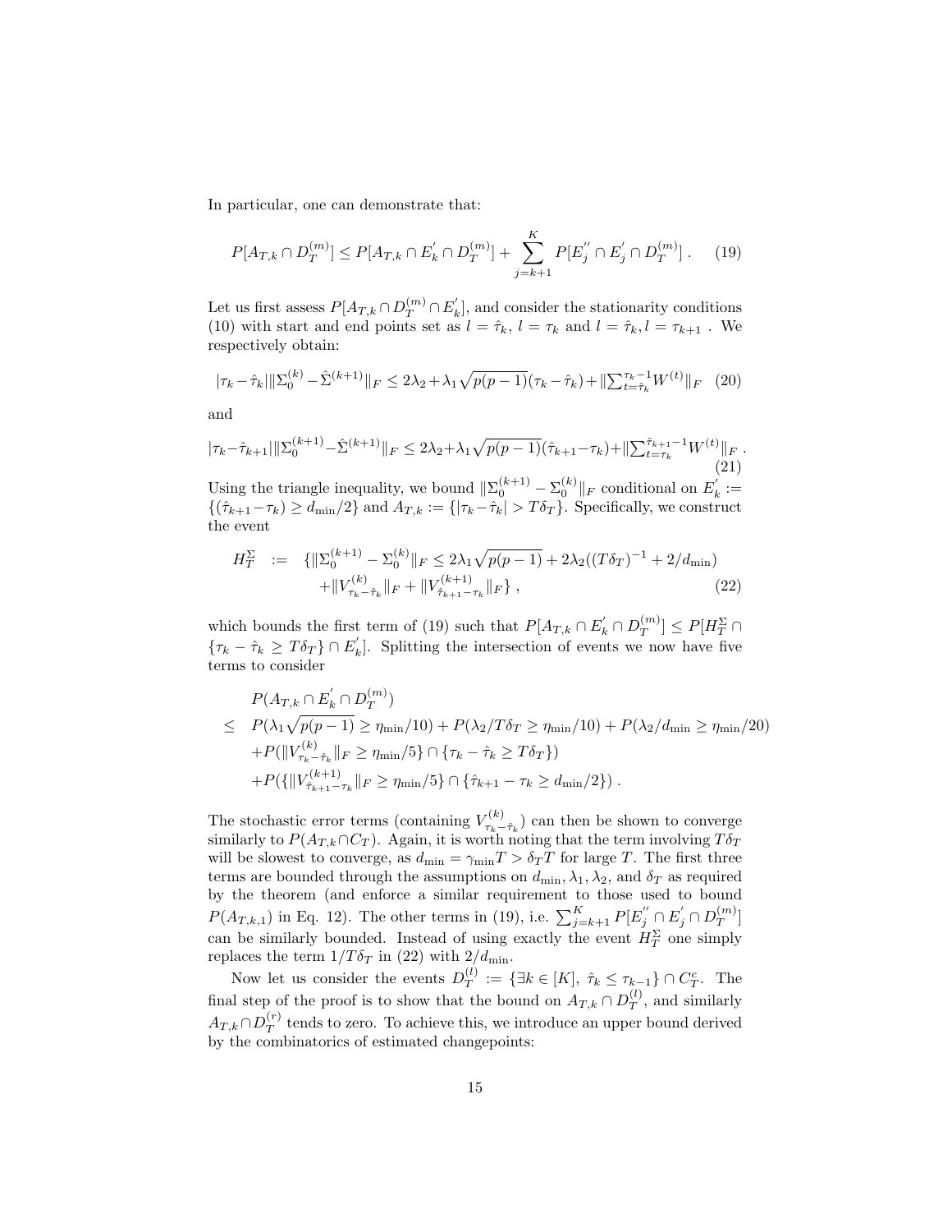In particular, one can demonstrate that:

$$P[A_{T,k} \cap D_T^{(m)}] \leq P[A_{T,k} \cap E_k^{'} \cap D_T^{(m)}] + \sum_{j=k+1}^{K} P[E_j^{''} \cap E_j^{'} \cap D_T^{(m)}] \, . \quad (19)$$

Let us first assess $P[A_{T,k} \cap D_T^{(m)} \cap E_k^{'}]$, and consider the stationarity conditions (10) with start and end points set as $l = \hat{\tau}_k$, $l = \tau_k$ and $l = \hat{\tau}_k, l = \tau_{k+1}$ . We respectively obtain:

$$|\tau_k - \hat{\tau}_k| \|\Sigma_0^{(k)} - \hat{\Sigma}^{(k+1)}\|_F \leq 2\lambda_2 + \lambda_1 \sqrt{p(p-1)}(\tau_k - \hat{\tau}_k) + \|\textstyle\sum_{t=\hat{\tau}_k}^{\tau_k - 1} W^{(t)}\|_F \quad (20)$$

and

$$|\tau_k - \hat{\tau}_{k+1}| \|\Sigma_0^{(k+1)} - \hat{\Sigma}^{(k+1)}\|_F \leq 2\lambda_2 + \lambda_1 \sqrt{p(p-1)}(\hat{\tau}_{k+1} - \tau_k) + \|\textstyle\sum_{t=\tau_k}^{\hat{\tau}_{k+1}-1} W^{(t)}\|_F \, . \quad (21)$$

Using the triangle inequality, we bound $\|\Sigma_0^{(k+1)} - \Sigma_0^{(k)}\|_F$ conditional on $E_k^{'} := \{(\hat{\tau}_{k+1} - \tau_k) \geq d_{\min}/2\}$ and $A_{T,k} := \{|\tau_k - \hat{\tau}_k| > T\delta_T\}$. Specifically, we construct the event

$$\begin{aligned} H_T^{\Sigma} \;:=\; & \{\|\Sigma_0^{(k+1)} - \Sigma_0^{(k)}\|_F \leq 2\lambda_1 \sqrt{p(p-1)} + 2\lambda_2((T\delta_T)^{-1} + 2/d_{\min}) \\ & + \|V_{\tau_k - \hat{\tau}_k}^{(k)}\|_F + \|V_{\hat{\tau}_{k+1} - \tau_k}^{(k+1)}\|_F\} \, , \end{aligned} \quad (22)$$

which bounds the first term of (19) such that $P[A_{T,k} \cap E_k^{'} \cap D_T^{(m)}] \leq P[H_T^{\Sigma} \cap \{\tau_k - \hat{\tau}_k \geq T\delta_T\} \cap E_k^{'}]$. Splitting the intersection of events we now have five terms to consider

$$\begin{aligned} & P(A_{T,k} \cap E_k^{'} \cap D_T^{(m)}) \\ \leq\; & P(\lambda_1 \sqrt{p(p-1)} \geq \eta_{\min}/10) + P(\lambda_2/T\delta_T \geq \eta_{\min}/10) + P(\lambda_2/d_{\min} \geq \eta_{\min}/20) \\ & + P(\|V_{\tau_k - \hat{\tau}_k}^{(k)}\|_F \geq \eta_{\min}/5\} \cap \{\tau_k - \hat{\tau}_k \geq T\delta_T\}) \\ & + P(\{\|V_{\hat{\tau}_{k+1} - \tau_k}^{(k+1)}\|_F \geq \eta_{\min}/5\} \cap \{\hat{\tau}_{k+1} - \tau_k \geq d_{\min}/2\}) \, . \end{aligned}$$

The stochastic error terms (containing $V_{\tau_k - \hat{\tau}_k}^{(k)}$) can then be shown to converge similarly to $P(A_{T,k} \cap C_T)$. Again, it is worth noting that the term involving $T\delta_T$ will be slowest to converge, as $d_{\min} = \gamma_{\min} T > \delta_T T$ for large $T$. The first three terms are bounded through the assumptions on $d_{\min}, \lambda_1, \lambda_2$, and $\delta_T$ as required by the theorem (and enforce a similar requirement to those used to bound $P(A_{T,k,1})$ in Eq. 12). The other terms in (19), i.e. $\sum_{j=k+1}^{K} P[E_j^{''} \cap E_j^{'} \cap D_T^{(m)}]$ can be similarly bounded. Instead of using exactly the event $H_T^{\Sigma}$ one simply replaces the term $1/T\delta_T$ in (22) with $2/d_{\min}$.

Now let us consider the events $D_T^{(l)} := \{\exists k \in [K],\ \hat{\tau}_k \leq \tau_{k-1}\} \cap C_T^c$. The final step of the proof is to show that the bound on $A_{T,k} \cap D_T^{(l)}$, and similarly $A_{T,k} \cap D_T^{(r)}$ tends to zero. To achieve this, we introduce an upper bound derived by the combinatorics of estimated changepoints: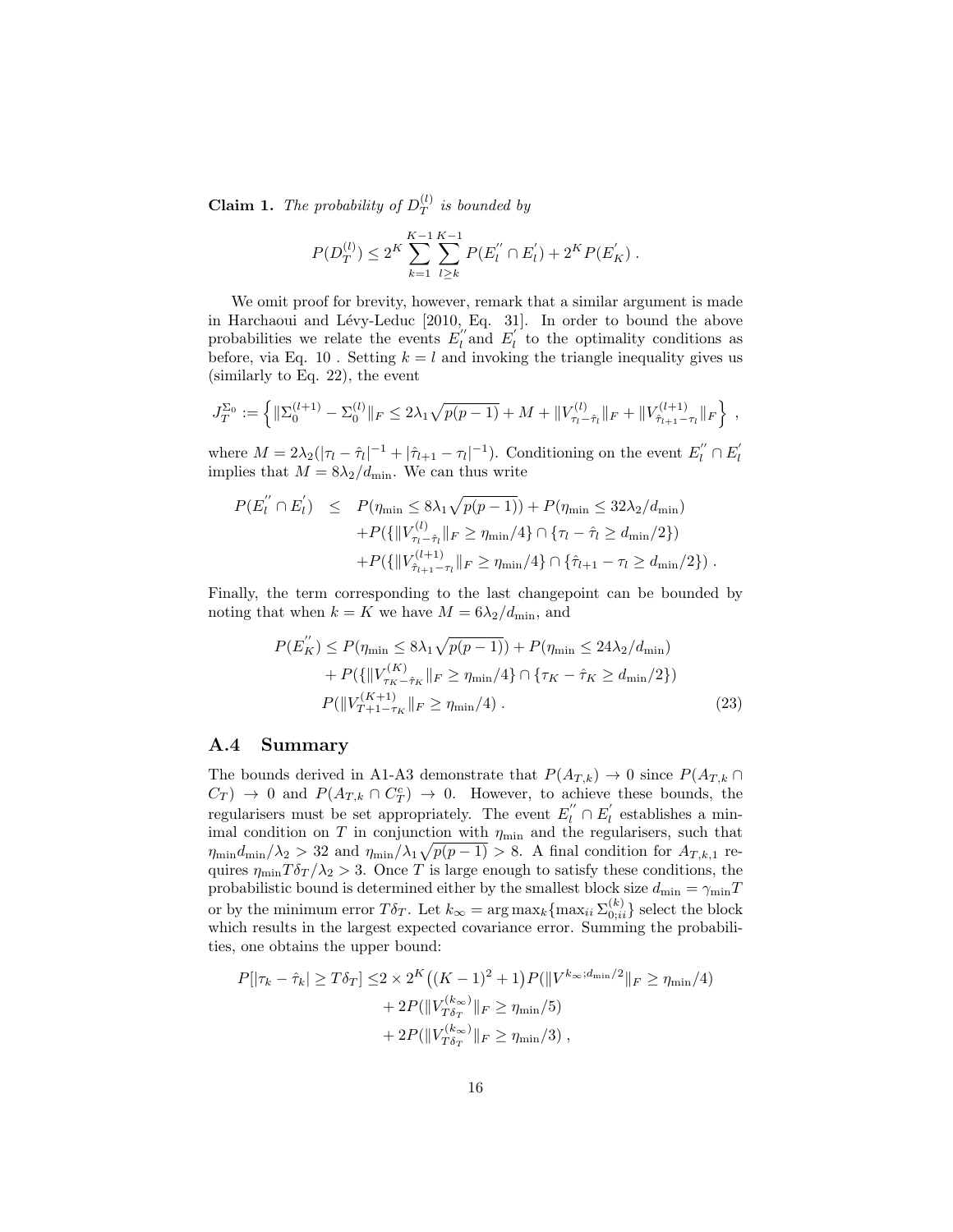**Claim 1.** *The probability of $D_T^{(l)}$ is bounded by*

$$P(D_T^{(l)}) \leq 2^K \sum_{k=1}^{K-1} \sum_{l \geq k}^{K-1} P(E_l^{''} \cap E_l^{'}) + 2^K P(E_K^{'}) .$$

We omit proof for brevity, however, remark that a similar argument is made in Harchaoui and Lévy-Leduc [2010, Eq. 31]. In order to bound the above probabilities we relate the events $E_l^{''}$ and $E_l^{'}$ to the optimality conditions as before, via Eq. 10 . Setting $k = l$ and invoking the triangle inequality gives us (similarly to Eq. 22), the event

$$J_T^{\Sigma_0} := \left\{ \|\Sigma_0^{(l+1)} - \Sigma_0^{(l)}\|_F \leq 2\lambda_1\sqrt{p(p-1)} + M + \|V^{(l)}_{\tau_l - \hat{\tau}_l}\|_F + \|V^{(l+1)}_{\hat{\tau}_{l+1} - \tau_l}\|_F \right\} ,$$

where $M = 2\lambda_2(|\tau_l - \hat{\tau}_l|^{-1} + |\hat{\tau}_{l+1} - \tau_l|^{-1})$. Conditioning on the event $E_l^{''} \cap E_l^{'}$ implies that $M = 8\lambda_2/d_{\min}$. We can thus write

$$\begin{aligned}
P(E_l^{''} \cap E_l^{'}) \quad \leq \quad & P(\eta_{\min} \leq 8\lambda_1\sqrt{p(p-1)}) + P(\eta_{\min} \leq 32\lambda_2/d_{\min}) \\
& + P(\{\|V^{(l)}_{\tau_l - \hat{\tau}_l}\|_F \geq \eta_{\min}/4\} \cap \{\tau_l - \hat{\tau}_l \geq d_{\min}/2\}) \\
& + P(\{\|V^{(l+1)}_{\hat{\tau}_{l+1} - \tau_l}\|_F \geq \eta_{\min}/4\} \cap \{\hat{\tau}_{l+1} - \tau_l \geq d_{\min}/2\}) .
\end{aligned}$$

Finally, the term corresponding to the last changepoint can be bounded by noting that when $k = K$ we have $M = 6\lambda_2/d_{\min}$, and

$$\begin{aligned}
P(E_K^{''}) \leq & P(\eta_{\min} \leq 8\lambda_1\sqrt{p(p-1)}) + P(\eta_{\min} \leq 24\lambda_2/d_{\min}) \\
& + P(\{\|V^{(K)}_{\tau_K - \hat{\tau}_K}\|_F \geq \eta_{\min}/4\} \cap \{\tau_K - \hat{\tau}_K \geq d_{\min}/2\}) \\
& P(\|V^{(K+1)}_{T+1-\tau_K}\|_F \geq \eta_{\min}/4) . \qquad (23)
\end{aligned}$$

## A.4 Summary

The bounds derived in A1-A3 demonstrate that $P(A_{T,k}) \to 0$ since $P(A_{T,k} \cap C_T) \to 0$ and $P(A_{T,k} \cap C_T^c) \to 0$. However, to achieve these bounds, the regularisers must be set appropriately. The event $E_l^{''} \cap E_l^{'}$ establishes a minimal condition on $T$ in conjunction with $\eta_{\min}$ and the regularisers, such that $\eta_{\min} d_{\min}/\lambda_2 > 32$ and $\eta_{\min}/\lambda_1\sqrt{p(p-1)} > 8$. A final condition for $A_{T,k,1}$ requires $\eta_{\min} T\delta_T/\lambda_2 > 3$. Once $T$ is large enough to satisfy these conditions, the probabilistic bound is determined either by the smallest block size $d_{\min} = \gamma_{\min} T$ or by the minimum error $T\delta_T$. Let $k_\infty = \arg\max_k\{\max_{ii} \Sigma_{0;ii}^{(k)}\}$ select the block which results in the largest expected covariance error. Summing the probabilities, one obtains the upper bound:

$$\begin{aligned}
P[|\tau_k - \hat{\tau}_k| \geq T\delta_T] \leq & 2 \times 2^K\big((K-1)^2 + 1\big)P(\|V^{k_\infty;d_{\min}/2}\|_F \geq \eta_{\min}/4) \\
& + 2P(\|V^{(k_\infty)}_{T\delta_T}\|_F \geq \eta_{\min}/5) \\
& + 2P(\|V^{(k_\infty)}_{T\delta_T}\|_F \geq \eta_{\min}/3) ,
\end{aligned}$$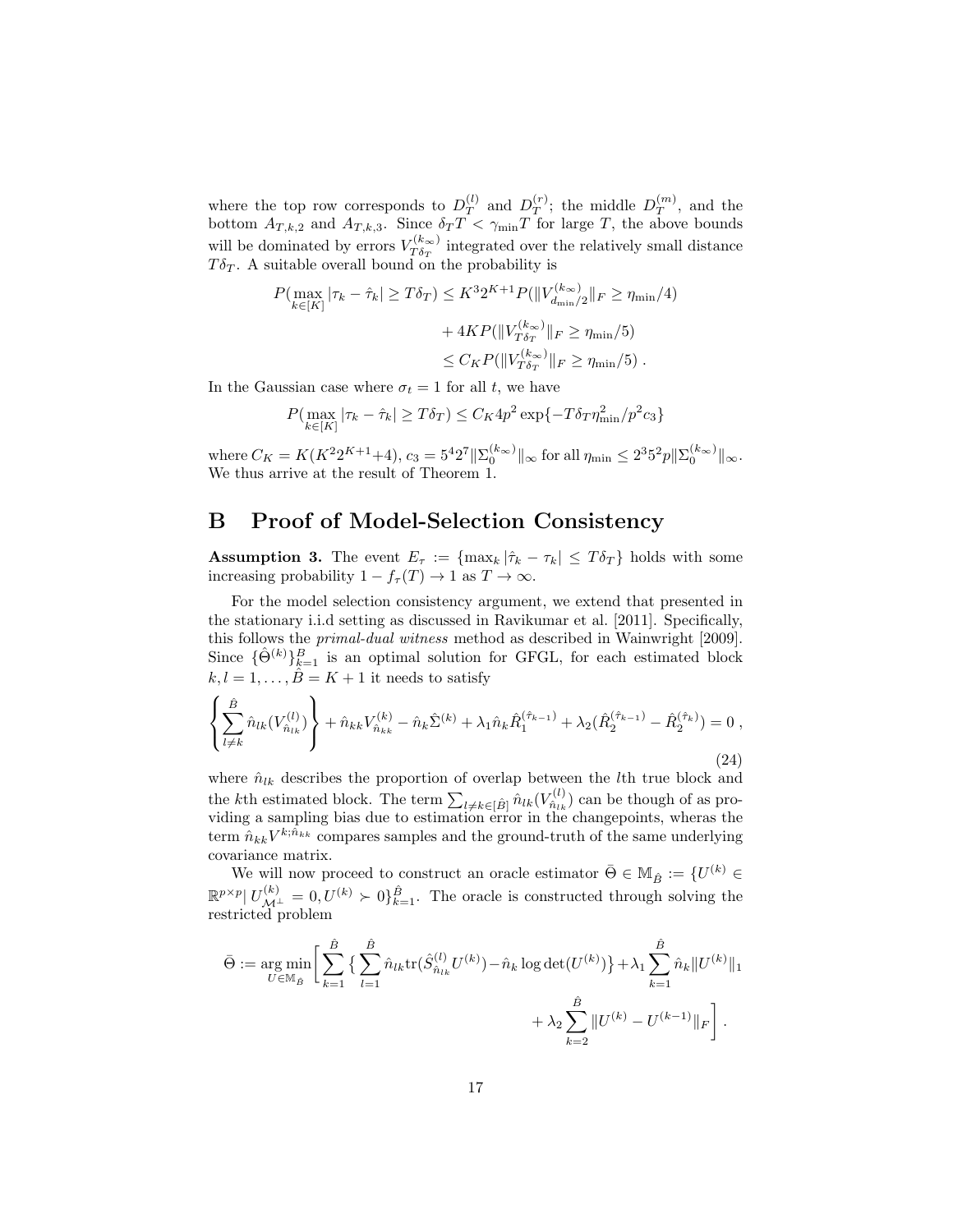where the top row corresponds to $D_T^{(l)}$ and $D_T^{(r)}$; the middle $D_T^{(m)}$, and the bottom $A_{T,k,2}$ and $A_{T,k,3}$. Since $\delta_T T < \gamma_{\min} T$ for large $T$, the above bounds will be dominated by errors $V_{T\delta_T}^{(k_\infty)}$ integrated over the relatively small distance $T\delta_T$. A suitable overall bound on the probability is

$$
\begin{aligned}
P(\max_{k\in[K]} |\tau_k - \hat{\tau}_k| \geq T\delta_T) &\leq K^3 2^{K+1} P(\|V_{d_{\min}/2}^{(k_\infty)}\|_F \geq \eta_{\min}/4) \\
&\quad + 4KP(\|V_{T\delta_T}^{(k_\infty)}\|_F \geq \eta_{\min}/5) \\
&\leq C_K P(\|V_{T\delta_T}^{(k_\infty)}\|_F \geq \eta_{\min}/5) \, .
\end{aligned}
$$

In the Gaussian case where $\sigma_t = 1$ for all $t$, we have

$$
P(\max_{k\in[K]} |\tau_k - \hat{\tau}_k| \geq T\delta_T) \leq C_K 4p^2 \exp\{-T\delta_T \eta_{\min}^2 / p^2 c_3\}
$$

where $C_K = K(K^2 2^{K+1} + 4)$, $c_3 = 5^4 2^7 \|\Sigma_0^{(k_\infty)}\|_\infty$ for all $\eta_{\min} \leq 2^3 5^2 p \|\Sigma_0^{(k_\infty)}\|_\infty$. We thus arrive at the result of Theorem 1.

# B Proof of Model-Selection Consistency

**Assumption 3.** The event $E_\tau := \{\max_k |\hat{\tau}_k - \tau_k| \leq T\delta_T\}$ holds with some increasing probability $1 - f_\tau(T) \to 1$ as $T \to \infty$.

For the model selection consistency argument, we extend that presented in the stationary i.i.d setting as discussed in Ravikumar et al. [2011]. Specifically, this follows the *primal-dual witness* method as described in Wainwright [2009]. Since $\{\hat{\Theta}^{(k)}\}_{k=1}^B$ is an optimal solution for GFGL, for each estimated block $k, l = 1, \ldots, \hat{B} = K+1$ it needs to satisfy

$$
\left\{ \sum_{l \neq k}^{\hat{B}} \hat{n}_{lk} (V_{\hat{n}_{lk}}^{(l)}) \right\} + \hat{n}_{kk} V_{\hat{n}_{kk}}^{(k)} - \hat{n}_k \hat{\Sigma}^{(k)} + \lambda_1 \hat{n}_k \hat{R}_1^{(\hat{\tau}_{k-1})} + \lambda_2 (\hat{R}_2^{(\hat{\tau}_{k-1})} - \hat{R}_2^{(\hat{\tau}_k)}) = 0 \, , \tag{24}
$$

where $\hat{n}_{lk}$ describes the proportion of overlap between the $l$th true block and the $k$th estimated block. The term $\sum_{l \neq k \in [\hat{B}]} \hat{n}_{lk} (V_{\hat{n}_{lk}}^{(l)})$ can be though of as providing a sampling bias due to estimation error in the changepoints, wheras the term $\hat{n}_{kk} V^{k;\hat{n}_{kk}}$ compares samples and the ground-truth of the same underlying covariance matrix.

We will now proceed to construct an oracle estimator $\bar{\Theta} \in \mathbb{M}_{\hat{B}} := \{U^{(k)} \in \mathbb{R}^{p\times p} | \, U_{\mathcal{M}^\perp}^{(k)} = 0, U^{(k)} \succ 0\}_{k=1}^{\hat{B}}$. The oracle is constructed through solving the restricted problem

$$
\begin{aligned}
\bar{\Theta} := \operatorname*{arg\,min}_{U \in \mathbb{M}_{\hat{B}}} \Bigg[ \sum_{k=1}^{\hat{B}} \Big\{ \sum_{l=1}^{\hat{B}} \hat{n}_{lk} \mathrm{tr}(\hat{S}_{\hat{n}_{lk}}^{(l)} U^{(k)}) - \hat{n}_k \log\det(U^{(k)}) \Big\} + \lambda_1 \sum_{k=1}^{\hat{B}} \hat{n}_k \|U^{(k)}\|_1 \\
+ \lambda_2 \sum_{k=2}^{\hat{B}} \|U^{(k)} - U^{(k-1)}\|_F \Bigg] \, .
\end{aligned}
$$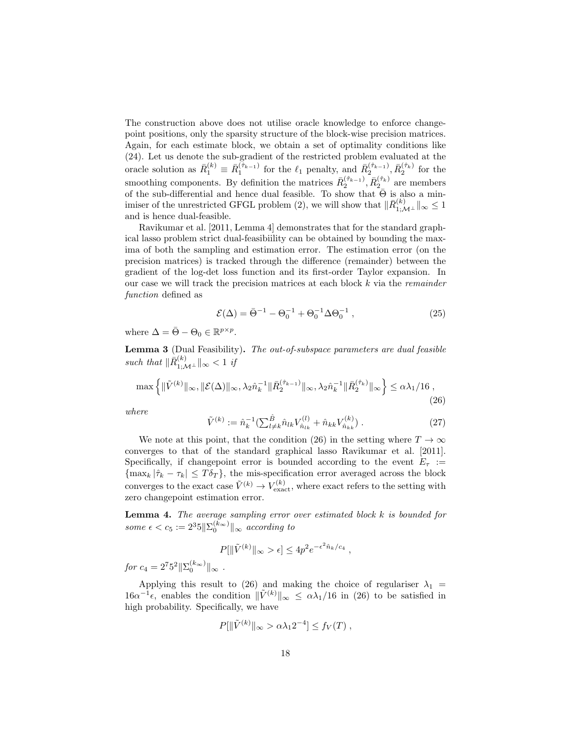The construction above does not utilise oracle knowledge to enforce changepoint positions, only the sparsity structure of the block-wise precision matrices. Again, for each estimate block, we obtain a set of optimality conditions like (24). Let us denote the sub-gradient of the restricted problem evaluated at the oracle solution as $\bar{R}_1^{(k)} \equiv \bar{R}_1^{(\hat{\tau}_{k-1})}$ for the $\ell_1$ penalty, and $\bar{R}_2^{(\hat{\tau}_{k-1})}, \bar{R}_2^{(\hat{\tau}_k)}$ for the smoothing components. By definition the matrices $\bar{R}_2^{(\hat{\tau}_{k-1})}, \bar{R}_2^{(\hat{\tau}_k)}$ are members of the sub-differential and hence dual feasible. To show that $\bar{\Theta}$ is also a minimiser of the unrestricted GFGL problem (2), we will show that $\|\bar{R}_{1;\mathcal{M}^\perp}^{(k)}\|_\infty \leq 1$ and is hence dual-feasible.

Ravikumar et al. [2011, Lemma 4] demonstrates that for the standard graphical lasso problem strict dual-feasibiility can be obtained by bounding the maxima of both the sampling and estimation error. The estimation error (on the precision matrices) is tracked through the difference (remainder) between the gradient of the log-det loss function and its first-order Taylor expansion. In our case we will track the precision matrices at each block $k$ via the *remainder function* defined as

$$\mathcal{E}(\Delta) = \bar{\Theta}^{-1} - \Theta_0^{-1} + \Theta_0^{-1}\Delta\Theta_0^{-1} \; , \tag{25}$$

where $\Delta = \bar{\Theta} - \Theta_0 \in \mathbb{R}^{p\times p}$.

**Lemma 3** (Dual Feasibility)**.** *The out-of-subspace parameters are dual feasible such that* $\|\bar{R}_{1;\mathcal{M}^\perp}^{(k)}\|_\infty < 1$ *if*

$$\max\left\{\|\tilde{V}^{(k)}\|_\infty, \|\mathcal{E}(\Delta)\|_\infty, \lambda_2\hat{n}_k^{-1}\|\bar{R}_2^{(\hat{\tau}_{k-1})}\|_\infty, \lambda_2\hat{n}_k^{-1}\|\bar{R}_2^{(\hat{\tau}_k)}\|_\infty\right\} \leq \alpha\lambda_1/16 \; , \tag{26}$$

*where*

$$\tilde{V}^{(k)} := \hat{n}_k^{-1}\left(\textstyle\sum_{l\neq k}^{\hat{B}} \hat{n}_{lk} V_{\hat{n}_{lk}}^{(l)} + \hat{n}_{kk} V_{\hat{n}_{kk}}^{(k)}\right) . \tag{27}$$

We note at this point, that the condition (26) in the setting where $T\to\infty$ converges to that of the standard graphical lasso Ravikumar et al. [2011]. Specifically, if changepoint error is bounded according to the event $E_\tau := \{\max_k |\hat{\tau}_k - \tau_k| \leq T\delta_T\}$, the mis-specification error averaged across the block converges to the exact case $\tilde{V}^{(k)} \to V_{\text{exact}}^{(k)}$, where exact refers to the setting with zero changepoint estimation error.

**Lemma 4.** *The average sampling error over estimated block $k$ is bounded for some $\epsilon < c_5 := 2^3 5\|\Sigma_0^{(k_\infty)}\|_\infty$ according to*

$$P[\|\tilde{V}^{(k)}\|_\infty > \epsilon] \leq 4p^2 e^{-\epsilon^2 \hat{n}_k / c_4} \; ,$$

*for* $c_4 = 2^7 5^2 \|\Sigma_0^{(k_\infty)}\|_\infty$ .

Applying this result to (26) and making the choice of regulariser $\lambda_1 = 16\alpha^{-1}\epsilon$, enables the condition $\|\tilde{V}^{(k)}\|_\infty \leq \alpha\lambda_1/16$ in (26) to be satisfied in high probability. Specifically, we have

$$P[\|\tilde{V}^{(k)}\|_\infty > \alpha\lambda_1 2^{-4}] \leq f_V(T) \; ,$$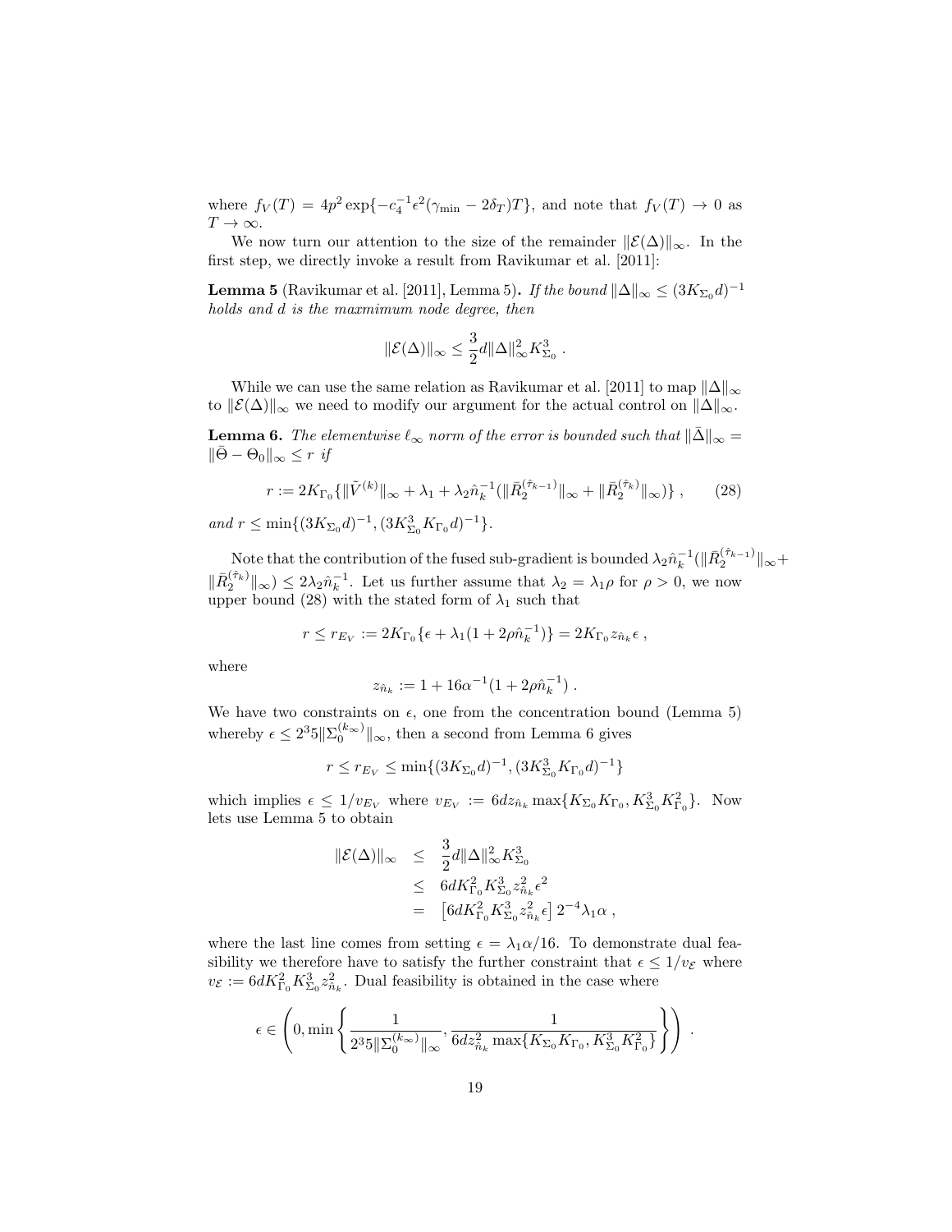where $f_V(T) = 4p^2 \exp\{-c_4^{-1}\epsilon^2(\gamma_{\min} - 2\delta_T)T\}$, and note that $f_V(T) \to 0$ as $T \to \infty$.

We now turn our attention to the size of the remainder $\|\mathcal{E}(\Delta)\|_\infty$. In the first step, we directly invoke a result from Ravikumar et al. [2011]:

**Lemma 5** (Ravikumar et al. [2011], Lemma 5)**.** *If the bound $\|\Delta\|_\infty \leq (3K_{\Sigma_0}d)^{-1}$ holds and $d$ is the maxmimum node degree, then*

$$\|\mathcal{E}(\Delta)\|_\infty \leq \frac{3}{2}d\|\Delta\|_\infty^2 K_{\Sigma_0}^3 .$$

While we can use the same relation as Ravikumar et al. [2011] to map $\|\Delta\|_\infty$ to $\|\mathcal{E}(\Delta)\|_\infty$ we need to modify our argument for the actual control on $\|\Delta\|_\infty$.

**Lemma 6.** *The elementwise $\ell_\infty$ norm of the error is bounded such that $\|\bar{\Delta}\|_\infty = \|\bar{\Theta} - \Theta_0\|_\infty \leq r$ if*

$$r := 2K_{\Gamma_0}\{\|\tilde{V}^{(k)}\|_\infty + \lambda_1 + \lambda_2\hat{n}_k^{-1}(\|\bar{R}_2^{(\hat{\tau}_{k-1})}\|_\infty + \|\bar{R}_2^{(\hat{\tau}_k)}\|_\infty)\} , \tag{28}$$

*and $r \leq \min\{(3K_{\Sigma_0}d)^{-1}, (3K_{\Sigma_0}^3 K_{\Gamma_0}d)^{-1}\}$.*

Note that the contribution of the fused sub-gradient is bounded $\lambda_2\hat{n}_k^{-1}(\|\bar{R}_2^{(\hat{\tau}_{k-1})}\|_\infty + \|\bar{R}_2^{(\hat{\tau}_k)}\|_\infty) \leq 2\lambda_2\hat{n}_k^{-1}$. Let us further assume that $\lambda_2 = \lambda_1\rho$ for $\rho > 0$, we now upper bound (28) with the stated form of $\lambda_1$ such that

$$r \leq r_{E_V} := 2K_{\Gamma_0}\{\epsilon + \lambda_1(1 + 2\rho\hat{n}_k^{-1})\} = 2K_{\Gamma_0}z_{\hat{n}_k}\epsilon ,$$

where

$$z_{\hat{n}_k} := 1 + 16\alpha^{-1}(1 + 2\rho\hat{n}_k^{-1}) .$$

We have two constraints on $\epsilon$, one from the concentration bound (Lemma 5) whereby $\epsilon \leq 2^3 5\|\Sigma_0^{(k_\infty)}\|_\infty$, then a second from Lemma 6 gives

$$r \leq r_{E_V} \leq \min\{(3K_{\Sigma_0}d)^{-1}, (3K_{\Sigma_0}^3 K_{\Gamma_0}d)^{-1}\}$$

which implies $\epsilon \leq 1/v_{E_V}$ where $v_{E_V} := 6dz_{\hat{n}_k}\max\{K_{\Sigma_0}K_{\Gamma_0}, K_{\Sigma_0}^3 K_{\Gamma_0}^2\}$. Now lets use Lemma 5 to obtain

$$\begin{aligned}
\|\mathcal{E}(\Delta)\|_\infty &\leq \frac{3}{2}d\|\Delta\|_\infty^2 K_{\Sigma_0}^3 \\
&\leq 6dK_{\Gamma_0}^2 K_{\Sigma_0}^3 z_{\hat{n}_k}^2\epsilon^2 \\
&= \left[6dK_{\Gamma_0}^2 K_{\Sigma_0}^3 z_{\hat{n}_k}^2\epsilon\right] 2^{-4}\lambda_1\alpha ,
\end{aligned}$$

where the last line comes from setting $\epsilon = \lambda_1\alpha/16$. To demonstrate dual feasibility we therefore have to satisfy the further constraint that $\epsilon \leq 1/v_{\mathcal{E}}$ where $v_{\mathcal{E}} := 6dK_{\Gamma_0}^2 K_{\Sigma_0}^3 z_{\hat{n}_k}^2$. Dual feasibility is obtained in the case where

$$\epsilon \in \left(0, \min\left\{\frac{1}{2^3 5\|\Sigma_0^{(k_\infty)}\|_\infty}, \frac{1}{6dz_{\hat{n}_k}^2 \max\{K_{\Sigma_0}K_{\Gamma_0}, K_{\Sigma_0}^3 K_{\Gamma_0}^2\}}\right\}\right) .$$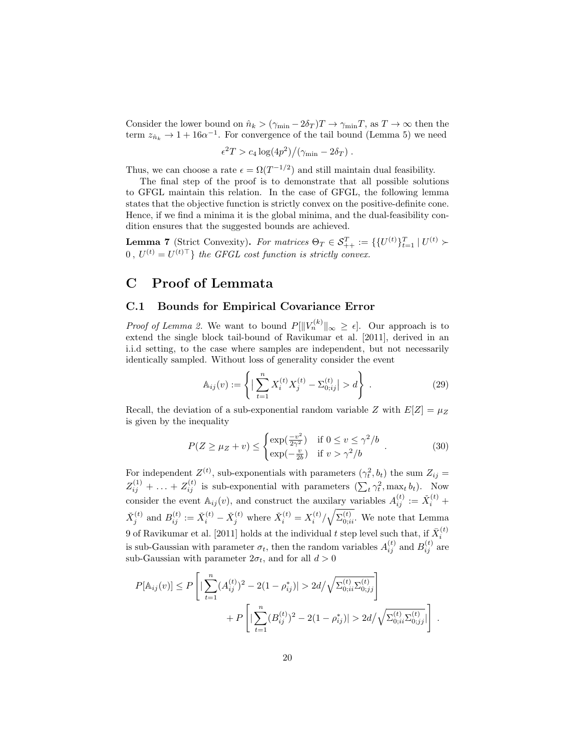Consider the lower bound on $\hat{n}_k > (\gamma_{\min} - 2\delta_T)T \to \gamma_{\min} T$, as $T \to \infty$ then the term $z_{\hat{n}_k} \to 1 + 16\alpha^{-1}$. For convergence of the tail bound (Lemma 5) we need

$$\epsilon^2 T > c_4 \log(4p^2) \big/ (\gamma_{\min} - 2\delta_T) \; .$$

Thus, we can choose a rate $\epsilon = \Omega(T^{-1/2})$ and still maintain dual feasibility.

The final step of the proof is to demonstrate that all possible solutions to GFGL maintain this relation. In the case of GFGL, the following lemma states that the objective function is strictly convex on the positive-definite cone. Hence, if we find a minima it is the global minima, and the dual-feasibility condition ensures that the suggested bounds are achieved.

**Lemma 7** (Strict Convexity)**.** *For matrices $\Theta_T \in \mathcal{S}_{++}^T := \{\{U^{(t)}\}_{t=1}^T \mid U^{(t)} \succ 0 \, , \, U^{(t)} = U^{(t)\top}\}$ the GFGL cost function is strictly convex.*

# C Proof of Lemmata

## C.1 Bounds for Empirical Covariance Error

*Proof of Lemma 2.* We want to bound $P[\|V_n^{(k)}\|_\infty \geq \epsilon]$. Our approach is to extend the single block tail-bound of Ravikumar et al. [2011], derived in an i.i.d setting, to the case where samples are independent, but not necessarily identically sampled. Without loss of generality consider the event

$$\mathbb{A}_{ij}(v) := \left\{ \Big| \sum_{t=1}^{n} X_i^{(t)} X_j^{(t)} - \Sigma_{0;ij}^{(t)} \Big| > d \right\} \; . \tag{29}$$

Recall, the deviation of a sub-exponential random variable $Z$ with $E[Z] = \mu_Z$ is given by the inequality

$$P(Z \geq \mu_Z + v) \leq \begin{cases} \exp(\frac{-v^2}{2\gamma^2}) & \text{if } 0 \leq v \leq \gamma^2/b \\ \exp(-\frac{v}{2b}) & \text{if } v > \gamma^2/b \end{cases} \; . \tag{30}$$

For independent $Z^{(t)}$, sub-exponentials with parameters $(\gamma_t^2, b_t)$ the sum $Z_{ij} = Z_{ij}^{(1)} + \ldots + Z_{ij}^{(t)}$ is sub-exponential with parameters $(\sum_t \gamma_t^2, \max_t b_t)$. Now consider the event $\mathbb{A}_{ij}(v)$, and construct the auxilary variables $A_{ij}^{(t)} := \check{X}_i^{(t)} + \check{X}_j^{(t)}$ and $B_{ij}^{(t)} := \check{X}_i^{(t)} - \check{X}_j^{(t)}$ where $\check{X}_i^{(t)} = X_i^{(t)} / \sqrt{\Sigma_{0;ii}^{(t)}}$. We note that Lemma 9 of Ravikumar et al. [2011] holds at the individual $t$ step level such that, if $\bar{X}_i^{(t)}$ is sub-Gaussian with parameter $\sigma_t$, then the random variables $A_{ij}^{(t)}$ and $B_{ij}^{(t)}$ are sub-Gaussian with parameter $2\sigma_t$, and for all $d > 0$

$$P[\mathbb{A}_{ij}(v)] \leq P\left[ \Big| \sum_{t=1}^{n} (A_{ij}^{(t)})^2 - 2(1 - \rho_{ij}^*) \Big| > 2d \Big/ \sqrt{\Sigma_{0;ii}^{(t)} \Sigma_{0;jj}^{(t)}} \right] + P\left[ \Big| \sum_{t=1}^{n} (B_{ij}^{(t)})^2 - 2(1 - \rho_{ij}^*) \Big| > 2d \Big/ \sqrt{\Sigma_{0;ii}^{(t)} \Sigma_{0;jj}^{(t)}} \right] \; .$$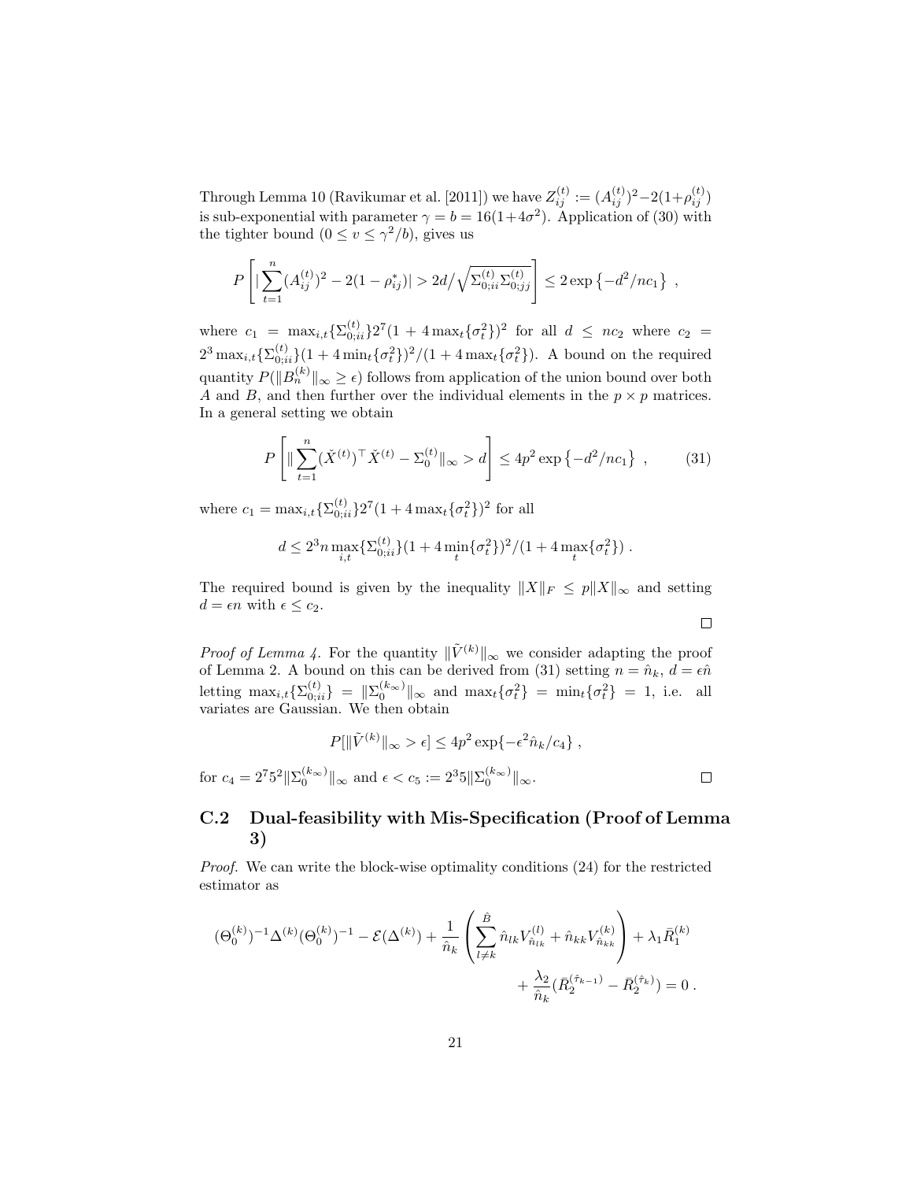Through Lemma 10 (Ravikumar et al. [2011]) we have $Z_{ij}^{(t)} := (A_{ij}^{(t)})^2 - 2(1+\rho_{ij}^{(t)})$ is sub-exponential with parameter $\gamma = b = 16(1+4\sigma^2)$. Application of (30) with the tighter bound ($0 \leq v \leq \gamma^2/b$), gives us

$$P\left[ \left| \sum_{t=1}^{n} (A_{ij}^{(t)})^2 - 2(1-\rho_{ij}^{*}) \right| > 2d \Big/ \sqrt{\Sigma_{0;ii}^{(t)} \Sigma_{0;jj}^{(t)}} \right] \leq 2 \exp\left\{ -d^2/nc_1 \right\} ,$$

where $c_1 = \max_{i,t}\{\Sigma_{0;ii}^{(t)}\} 2^7 (1 + 4 \max_t\{\sigma_t^2\})^2$ for all $d \leq nc_2$ where $c_2 = 2^3 \max_{i,t}\{\Sigma_{0;ii}^{(t)}\}(1 + 4 \min_t\{\sigma_t^2\})^2/(1 + 4 \max_t\{\sigma_t^2\})$. A bound on the required quantity $P(\|B_n^{(k)}\|_\infty \geq \epsilon)$ follows from application of the union bound over both $A$ and $B$, and then further over the individual elements in the $p \times p$ matrices. In a general setting we obtain

$$P\left[ \| \sum_{t=1}^{n} (\check{X}^{(t)})^\top \check{X}^{(t)} - \Sigma_0^{(t)} \|_\infty > d \right] \leq 4p^2 \exp\left\{ -d^2/nc_1 \right\} , \tag{31}$$

where $c_1 = \max_{i,t}\{\Sigma_{0;ii}^{(t)}\} 2^7 (1 + 4 \max_t\{\sigma_t^2\})^2$ for all

$$d \leq 2^3 n \max_{i,t}\{\Sigma_{0;ii}^{(t)}\}(1 + 4 \min_t\{\sigma_t^2\})^2/(1 + 4 \max_t\{\sigma_t^2\}) .$$

The required bound is given by the inequality $\|X\|_F \leq p\|X\|_\infty$ and setting $d = \epsilon n$ with $\epsilon \leq c_2$.

□

*Proof of Lemma 4.* For the quantity $\|\tilde{V}^{(k)}\|_\infty$ we consider adapting the proof of Lemma 2. A bound on this can be derived from (31) setting $n = \hat{n}_k$, $d = \epsilon \hat{n}$ letting $\max_{i,t}\{\Sigma_{0;ii}^{(t)}\} = \|\Sigma_0^{(k_\infty)}\|_\infty$ and $\max_t\{\sigma_t^2\} = \min_t\{\sigma_t^2\} = 1$, i.e. all variates are Gaussian. We then obtain

$$P[\|\tilde{V}^{(k)}\|_\infty > \epsilon] \leq 4p^2 \exp\{-\epsilon^2 \hat{n}_k / c_4\} ,$$

for $c_4 = 2^7 5^2 \|\Sigma_0^{(k_\infty)}\|_\infty$ and $\epsilon < c_5 := 2^3 5 \|\Sigma_0^{(k_\infty)}\|_\infty$.

□

## C.2 Dual-feasibility with Mis-Specification (Proof of Lemma 3)

*Proof.* We can write the block-wise optimality conditions (24) for the restricted estimator as

$$(\Theta_0^{(k)})^{-1} \Delta^{(k)} (\Theta_0^{(k)})^{-1} - \mathcal{E}(\Delta^{(k)}) + \frac{1}{\hat{n}_k} \left( \sum_{l \neq k}^{\hat{B}} \hat{n}_{lk} V_{\hat{n}_{lk}}^{(l)} + \hat{n}_{kk} V_{\hat{n}_{kk}}^{(k)} \right) + \lambda_1 \bar{R}_1^{(k)} + \frac{\lambda_2}{\hat{n}_k} (\bar{R}_2^{(\hat{\tau}_{k-1})} - \bar{R}_2^{(\hat{\tau}_k)}) = 0 .$$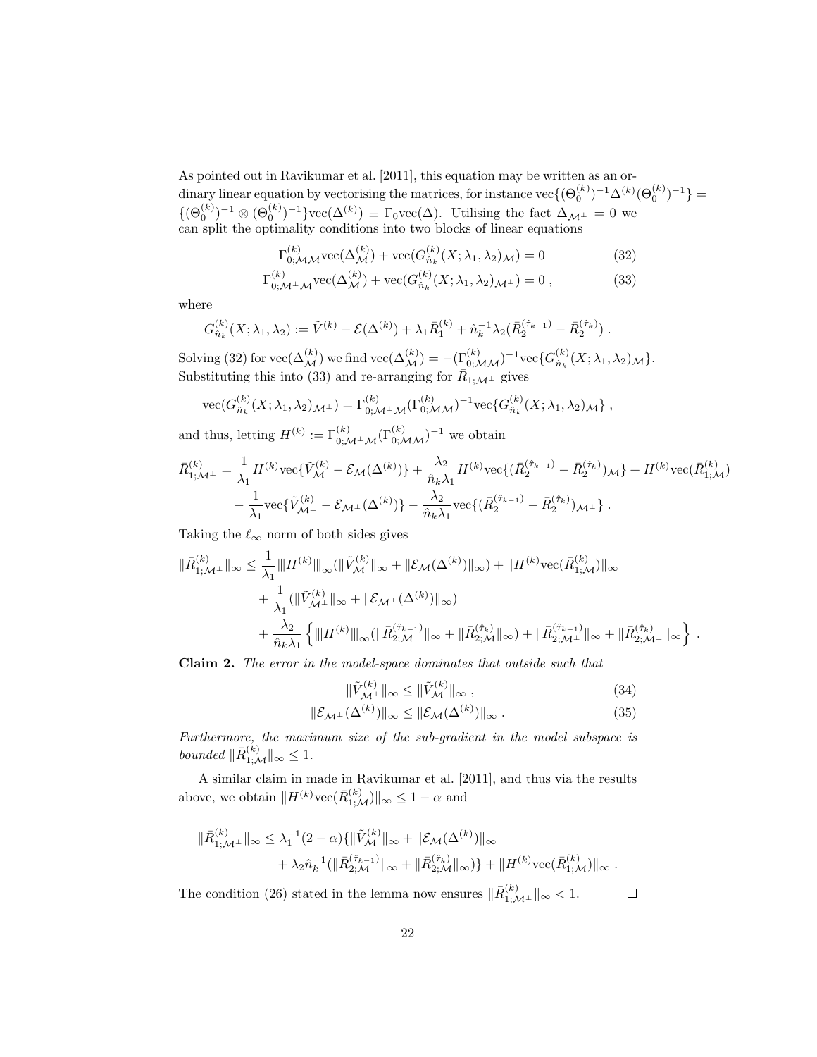As pointed out in Ravikumar et al. [2011], this equation may be written as an ordinary linear equation by vectorising the matrices, for instance $\mathrm{vec}\{(\Theta_0^{(k)})^{-1}\Delta^{(k)}(\Theta_0^{(k)})^{-1}\} = \{(\Theta_0^{(k)})^{-1} \otimes (\Theta_0^{(k)})^{-1}\}\mathrm{vec}(\Delta^{(k)}) \equiv \Gamma_0 \mathrm{vec}(\Delta)$. Utilising the fact $\Delta_{\mathcal{M}^\perp} = 0$ we can split the optimality conditions into two blocks of linear equations

$$
\Gamma_{0;\mathcal{M}\mathcal{M}}^{(k)} \mathrm{vec}(\Delta_{\mathcal{M}}^{(k)}) + \mathrm{vec}(G_{\hat{n}_k}^{(k)}(X;\lambda_1,\lambda_2)_{\mathcal{M}}) = 0 \tag{32}
$$

$$
\Gamma_{0;\mathcal{M}^\perp\mathcal{M}}^{(k)} \mathrm{vec}(\Delta_{\mathcal{M}}^{(k)}) + \mathrm{vec}(G_{\hat{n}_k}^{(k)}(X;\lambda_1,\lambda_2)_{\mathcal{M}^\perp}) = 0 \; , \tag{33}
$$

where

$$
G_{\hat{n}_k}^{(k)}(X;\lambda_1,\lambda_2) := \tilde{V}^{(k)} - \mathcal{E}(\Delta^{(k)}) + \lambda_1 \bar{R}_1^{(k)} + \hat{n}_k^{-1}\lambda_2(\bar{R}_2^{(\hat{\tau}_{k-1})} - \bar{R}_2^{(\hat{\tau}_k)}) \; .
$$

Solving (32) for $\mathrm{vec}(\Delta_{\mathcal{M}}^{(k)})$ we find $\mathrm{vec}(\Delta_{\mathcal{M}}^{(k)}) = -(\Gamma_{0;\mathcal{M}\mathcal{M}}^{(k)})^{-1}\mathrm{vec}\{G_{\hat{n}_k}^{(k)}(X;\lambda_1,\lambda_2)_{\mathcal{M}}\}$. Substituting this into (33) and re-arranging for $\bar{R}_{1;\mathcal{M}^\perp}$ gives

$$
\mathrm{vec}(G_{\hat{n}_k}^{(k)}(X;\lambda_1,\lambda_2)_{\mathcal{M}^\perp}) = \Gamma_{0;\mathcal{M}^\perp\mathcal{M}}^{(k)}(\Gamma_{0;\mathcal{M}\mathcal{M}}^{(k)})^{-1}\mathrm{vec}\{G_{\hat{n}_k}^{(k)}(X;\lambda_1,\lambda_2)_{\mathcal{M}}\} \; ,
$$

and thus, letting $H^{(k)} := \Gamma_{0;\mathcal{M}^\perp\mathcal{M}}^{(k)}(\Gamma_{0;\mathcal{M}\mathcal{M}}^{(k)})^{-1}$ we obtain

$$
\begin{aligned}
\bar{R}_{1;\mathcal{M}^\perp}^{(k)} = {} & \frac{1}{\lambda_1}H^{(k)}\mathrm{vec}\{\tilde{V}_{\mathcal{M}}^{(k)} - \mathcal{E}_{\mathcal{M}}(\Delta^{(k)})\} + \frac{\lambda_2}{\hat{n}_k\lambda_1}H^{(k)}\mathrm{vec}\{(\bar{R}_2^{(\hat{\tau}_{k-1})} - \bar{R}_2^{(\hat{\tau}_k)})_{\mathcal{M}}\} + H^{(k)}\mathrm{vec}(\bar{R}_{1;\mathcal{M}}^{(k)}) \\
& - \frac{1}{\lambda_1}\mathrm{vec}\{\tilde{V}_{\mathcal{M}^\perp}^{(k)} - \mathcal{E}_{\mathcal{M}^\perp}(\Delta^{(k)})\} - \frac{\lambda_2}{\hat{n}_k\lambda_1}\mathrm{vec}\{(\bar{R}_2^{(\hat{\tau}_{k-1})} - \bar{R}_2^{(\hat{\tau}_k)})_{\mathcal{M}^\perp}\} \; .
\end{aligned}
$$

Taking the $\ell_\infty$ norm of both sides gives

$$
\begin{aligned}
\|\bar{R}_{1;\mathcal{M}^\perp}^{(k)}\|_\infty \leq {} & \frac{1}{\lambda_1}|||H^{(k)}|||_\infty(\|\tilde{V}_{\mathcal{M}}^{(k)}\|_\infty + \|\mathcal{E}_{\mathcal{M}}(\Delta^{(k)})\|_\infty) + \|H^{(k)}\mathrm{vec}(\bar{R}_{1;\mathcal{M}}^{(k)})\|_\infty \\
& + \frac{1}{\lambda_1}(\|\tilde{V}_{\mathcal{M}^\perp}^{(k)}\|_\infty + \|\mathcal{E}_{\mathcal{M}^\perp}(\Delta^{(k)})\|_\infty) \\
& + \frac{\lambda_2}{\hat{n}_k\lambda_1}\left\{|||H^{(k)}|||_\infty(\|\bar{R}_{2;\mathcal{M}}^{(\hat{\tau}_{k-1})}\|_\infty + \|\bar{R}_{2;\mathcal{M}}^{(\hat{\tau}_k)}\|_\infty) + \|\bar{R}_{2;\mathcal{M}^\perp}^{(\hat{\tau}_{k-1})}\|_\infty + \|\bar{R}_{2;\mathcal{M}^\perp}^{(\hat{\tau}_k)}\|_\infty\right\} \; .
\end{aligned}
$$

**Claim 2.** *The error in the model-space dominates that outside such that*

$$
\|\tilde{V}_{\mathcal{M}^\perp}^{(k)}\|_\infty \leq \|\tilde{V}_{\mathcal{M}}^{(k)}\|_\infty \; , \tag{34}
$$

$$
\|\mathcal{E}_{\mathcal{M}^\perp}(\Delta^{(k)})\|_\infty \leq \|\mathcal{E}_{\mathcal{M}}(\Delta^{(k)})\|_\infty \; . \tag{35}
$$

*Furthermore, the maximum size of the sub-gradient in the model subspace is bounded* $\|\bar{R}_{1;\mathcal{M}}^{(k)}\|_\infty \leq 1$.

A similar claim in made in Ravikumar et al. [2011], and thus via the results above, we obtain $\|H^{(k)}\mathrm{vec}(\bar{R}_{1;\mathcal{M}}^{(k)})\|_\infty \leq 1-\alpha$ and

$$
\begin{aligned}
\|\bar{R}_{1;\mathcal{M}^\perp}^{(k)}\|_\infty \leq {} & \lambda_1^{-1}(2-\alpha)\{\|\tilde{V}_{\mathcal{M}}^{(k)}\|_\infty + \|\mathcal{E}_{\mathcal{M}}(\Delta^{(k)})\|_\infty \\
& + \lambda_2\hat{n}_k^{-1}(\|\bar{R}_{2;\mathcal{M}}^{(\hat{\tau}_{k-1})}\|_\infty + \|\bar{R}_{2;\mathcal{M}}^{(\hat{\tau}_k)}\|_\infty)\} + \|H^{(k)}\mathrm{vec}(\bar{R}_{1;\mathcal{M}}^{(k)})\|_\infty \; .
\end{aligned}
$$

The condition (26) stated in the lemma now ensures $\|\bar{R}_{1;\mathcal{M}^\perp}^{(k)}\|_\infty < 1$. □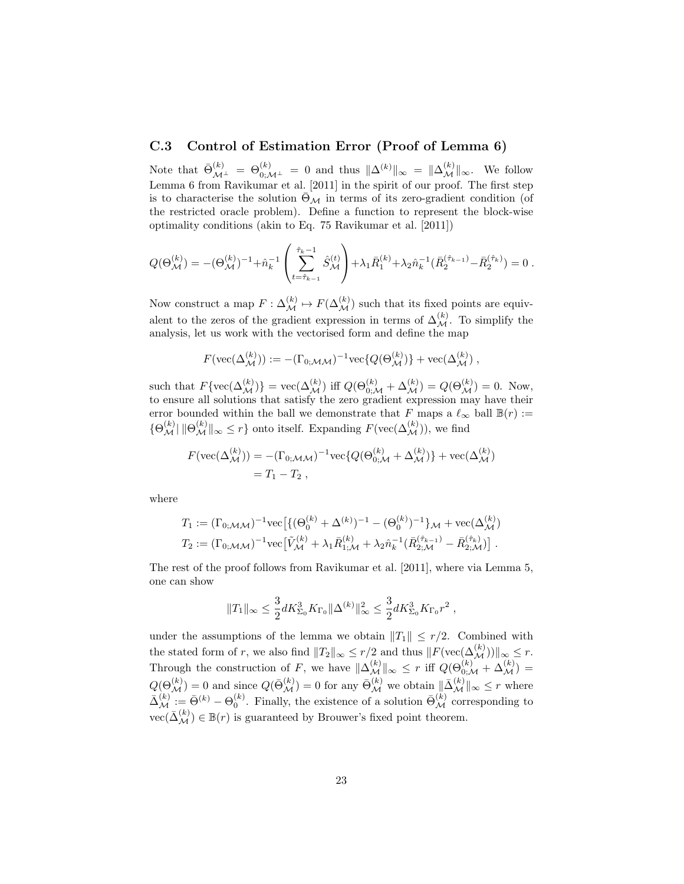### C.3 Control of Estimation Error (Proof of Lemma 6)

Note that $\bar{\Theta}^{(k)}_{\mathcal{M}^\perp} = \Theta^{(k)}_{0;\mathcal{M}^\perp} = 0$ and thus $\|\Delta^{(k)}\|_\infty = \|\Delta^{(k)}_{\mathcal{M}}\|_\infty$. We follow Lemma 6 from Ravikumar et al. [2011] in the spirit of our proof. The first step is to characterise the solution $\bar{\Theta}_{\mathcal{M}}$ in terms of its zero-gradient condition (of the restricted oracle problem). Define a function to represent the block-wise optimality conditions (akin to Eq. 75 Ravikumar et al. [2011])

$$
Q(\Theta^{(k)}_{\mathcal{M}}) = -(\Theta^{(k)}_{\mathcal{M}})^{-1} + \hat{n}_k^{-1}\left(\sum_{t=\hat{\tau}_{k-1}}^{\hat{\tau}_k - 1} \hat{S}^{(t)}_{\mathcal{M}}\right) + \lambda_1 \bar{R}^{(k)}_1 + \lambda_2 \hat{n}_k^{-1}(\bar{R}^{(\hat{\tau}_{k-1})}_2 - \bar{R}^{(\hat{\tau}_k)}_2) = 0 \; .
$$

Now construct a map $F : \Delta^{(k)}_{\mathcal{M}} \mapsto F(\Delta^{(k)}_{\mathcal{M}})$ such that its fixed points are equivalent to the zeros of the gradient expression in terms of $\Delta^{(k)}_{\mathcal{M}}$. To simplify the analysis, let us work with the vectorised form and define the map

$$
F(\mathrm{vec}(\Delta^{(k)}_{\mathcal{M}})) := -(\Gamma_{0;\mathcal{M}\mathcal{M}})^{-1}\mathrm{vec}\{Q(\Theta^{(k)}_{\mathcal{M}})\} + \mathrm{vec}(\Delta^{(k)}_{\mathcal{M}}) \; ,
$$

such that $F\{\mathrm{vec}(\Delta^{(k)}_{\mathcal{M}})\} = \mathrm{vec}(\Delta^{(k)}_{\mathcal{M}})$ iff $Q(\Theta^{(k)}_{0;\mathcal{M}} + \Delta^{(k)}_{\mathcal{M}}) = Q(\Theta^{(k)}_{\mathcal{M}}) = 0$. Now, to ensure all solutions that satisfy the zero gradient expression may have their error bounded within the ball we demonstrate that $F$ maps a $\ell_\infty$ ball $\mathbb{B}(r) := \{\Theta^{(k)}_{\mathcal{M}} | \, \|\Theta^{(k)}_{\mathcal{M}}\|_\infty \leq r\}$ onto itself. Expanding $F(\mathrm{vec}(\Delta^{(k)}_{\mathcal{M}}))$, we find

$$
\begin{aligned}
F(\mathrm{vec}(\Delta^{(k)}_{\mathcal{M}})) &= -(\Gamma_{0;\mathcal{M}\mathcal{M}})^{-1}\mathrm{vec}\{Q(\Theta^{(k)}_{0;\mathcal{M}} + \Delta^{(k)}_{\mathcal{M}})\} + \mathrm{vec}(\Delta^{(k)}_{\mathcal{M}}) \\
&= T_1 - T_2 \; ,
\end{aligned}
$$

where

$$
\begin{aligned}
T_1 &:= (\Gamma_{0;\mathcal{M}\mathcal{M}})^{-1}\mathrm{vec}\big[\{(\Theta^{(k)}_0 + \Delta^{(k)})^{-1} - (\Theta^{(k)}_0)^{-1}\}_{\mathcal{M}} + \mathrm{vec}(\Delta^{(k)}_{\mathcal{M}}) \\
T_2 &:= (\Gamma_{0;\mathcal{M}\mathcal{M}})^{-1}\mathrm{vec}\big[\tilde{V}^{(k)}_{\mathcal{M}} + \lambda_1 \bar{R}^{(k)}_{1;\mathcal{M}} + \lambda_2 \hat{n}_k^{-1}(\bar{R}^{(\hat{\tau}_{k-1})}_{2;\mathcal{M}} - \bar{R}^{(\hat{\tau}_k)}_{2;\mathcal{M}})\big] \; .
\end{aligned}
$$

The rest of the proof follows from Ravikumar et al. [2011], where via Lemma 5, one can show

$$
\|T_1\|_\infty \leq \frac{3}{2} d K^3_{\Sigma_0} K_{\Gamma_0} \|\Delta^{(k)}\|^2_\infty \leq \frac{3}{2} d K^3_{\Sigma_0} K_{\Gamma_0} r^2 \; ,
$$

under the assumptions of the lemma we obtain $\|T_1\| \leq r/2$. Combined with the stated form of $r$, we also find $\|T_2\|_\infty \leq r/2$ and thus $\|F(\mathrm{vec}(\Delta^{(k)}_{\mathcal{M}}))\|_\infty \leq r$. Through the construction of $F$, we have $\|\Delta^{(k)}_{\mathcal{M}}\|_\infty \leq r$ iff $Q(\Theta^{(k)}_{0;\mathcal{M}} + \Delta^{(k)}_{\mathcal{M}}) = Q(\Theta^{(k)}_{\mathcal{M}}) = 0$ and since $Q(\bar{\Theta}^{(k)}_{\mathcal{M}}) = 0$ for any $\bar{\Theta}^{(k)}_{\mathcal{M}}$ we obtain $\|\bar{\Delta}^{(k)}_{\mathcal{M}}\|_\infty \leq r$ where $\bar{\Delta}^{(k)}_{\mathcal{M}} := \bar{\Theta}^{(k)} - \Theta^{(k)}_0$. Finally, the existence of a solution $\bar{\Theta}^{(k)}_{\mathcal{M}}$ corresponding to $\mathrm{vec}(\bar{\Delta}^{(k)}_{\mathcal{M}}) \in \mathbb{B}(r)$ is guaranteed by Brouwer's fixed point theorem.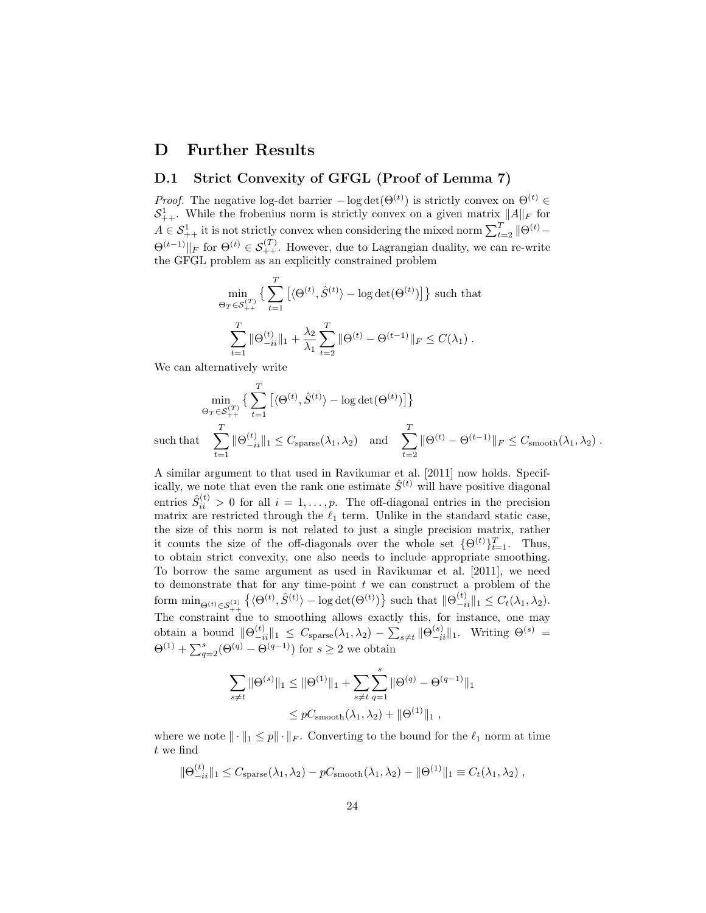# D Further Results

## D.1 Strict Convexity of GFGL (Proof of Lemma 7)

*Proof.* The negative log-det barrier $-\log\det(\Theta^{(t)})$ is strictly convex on $\Theta^{(t)} \in \mathcal{S}^1_{++}$. While the frobenius norm is strictly convex on a given matrix $\|A\|_F$ for $A \in \mathcal{S}^1_{++}$ it is not strictly convex when considering the mixed norm $\sum_{t=2}^T \|\Theta^{(t)} - \Theta^{(t-1)}\|_F$ for $\Theta^{(t)} \in \mathcal{S}^{(T)}_{++}$. However, due to Lagrangian duality, we can re-write the GFGL problem as an explicitly constrained problem

$$\min_{\Theta_T \in \mathcal{S}^{(T)}_{++}} \big\{ \sum_{t=1}^T \big[\langle \Theta^{(t)}, \hat{S}^{(t)} \rangle - \log\det(\Theta^{(t)})\big] \big\} \text{ such that}$$

$$\sum_{t=1}^T \|\Theta^{(t)}_{-ii}\|_1 + \frac{\lambda_2}{\lambda_1} \sum_{t=2}^T \|\Theta^{(t)} - \Theta^{(t-1)}\|_F \leq C(\lambda_1) \ .$$

We can alternatively write

$$\min_{\Theta_T \in \mathcal{S}^{(T)}_{++}} \big\{ \sum_{t=1}^T \big[\langle \Theta^{(t)}, \hat{S}^{(t)} \rangle - \log\det(\Theta^{(t)})\big] \big\}$$

$$\text{such that} \quad \sum_{t=1}^T \|\Theta^{(t)}_{-ii}\|_1 \leq C_{\text{sparse}}(\lambda_1, \lambda_2) \quad \text{and} \quad \sum_{t=2}^T \|\Theta^{(t)} - \Theta^{(t-1)}\|_F \leq C_{\text{smooth}}(\lambda_1, \lambda_2) \ .$$

A similar argument to that used in Ravikumar et al. [2011] now holds. Specifically, we note that even the rank one estimate $\hat{S}^{(t)}$ will have positive diagonal entries $\hat{S}^{(t)}_{ii} > 0$ for all $i = 1, \ldots, p$. The off-diagonal entries in the precision matrix are restricted through the $\ell_1$ term. Unlike in the standard static case, the size of this norm is not related to just a single precision matrix, rather it counts the size of the off-diagonals over the whole set $\{\Theta^{(t)}\}_{t=1}^T$. Thus, to obtain strict convexity, one also needs to include appropriate smoothing. To borrow the same argument as used in Ravikumar et al. [2011], we need to demonstrate that for any time-point $t$ we can construct a problem of the form $\min_{\Theta^{(t)} \in \mathcal{S}^{(1)}_{++}} \big\{\langle \Theta^{(t)}, \hat{S}^{(t)} \rangle - \log\det(\Theta^{(t)})\big\}$ such that $\|\Theta^{(t)}_{-ii}\|_1 \leq C_t(\lambda_1, \lambda_2)$. The constraint due to smoothing allows exactly this, for instance, one may obtain a bound $\|\Theta^{(t)}_{-ii}\|_1 \leq C_{\text{sparse}}(\lambda_1, \lambda_2) - \sum_{s \neq t} \|\Theta^{(s)}_{-ii}\|_1$. Writing $\Theta^{(s)} = \Theta^{(1)} + \sum_{q=2}^s (\Theta^{(q)} - \Theta^{(q-1)})$ for $s \geq 2$ we obtain

$$\begin{aligned}
\sum_{s \neq t} \|\Theta^{(s)}\|_1 &\leq \|\Theta^{(1)}\|_1 + \sum_{s \neq t} \sum_{q=1}^s \|\Theta^{(q)} - \Theta^{(q-1)}\|_1 \\
&\leq p C_{\text{smooth}}(\lambda_1, \lambda_2) + \|\Theta^{(1)}\|_1 \ ,
\end{aligned}$$

where we note $\|\cdot\|_1 \leq p\|\cdot\|_F$. Converting to the bound for the $\ell_1$ norm at time $t$ we find

$$\|\Theta^{(t)}_{-ii}\|_1 \leq C_{\text{sparse}}(\lambda_1, \lambda_2) - p C_{\text{smooth}}(\lambda_1, \lambda_2) - \|\Theta^{(1)}\|_1 \equiv C_t(\lambda_1, \lambda_2) \ ,$$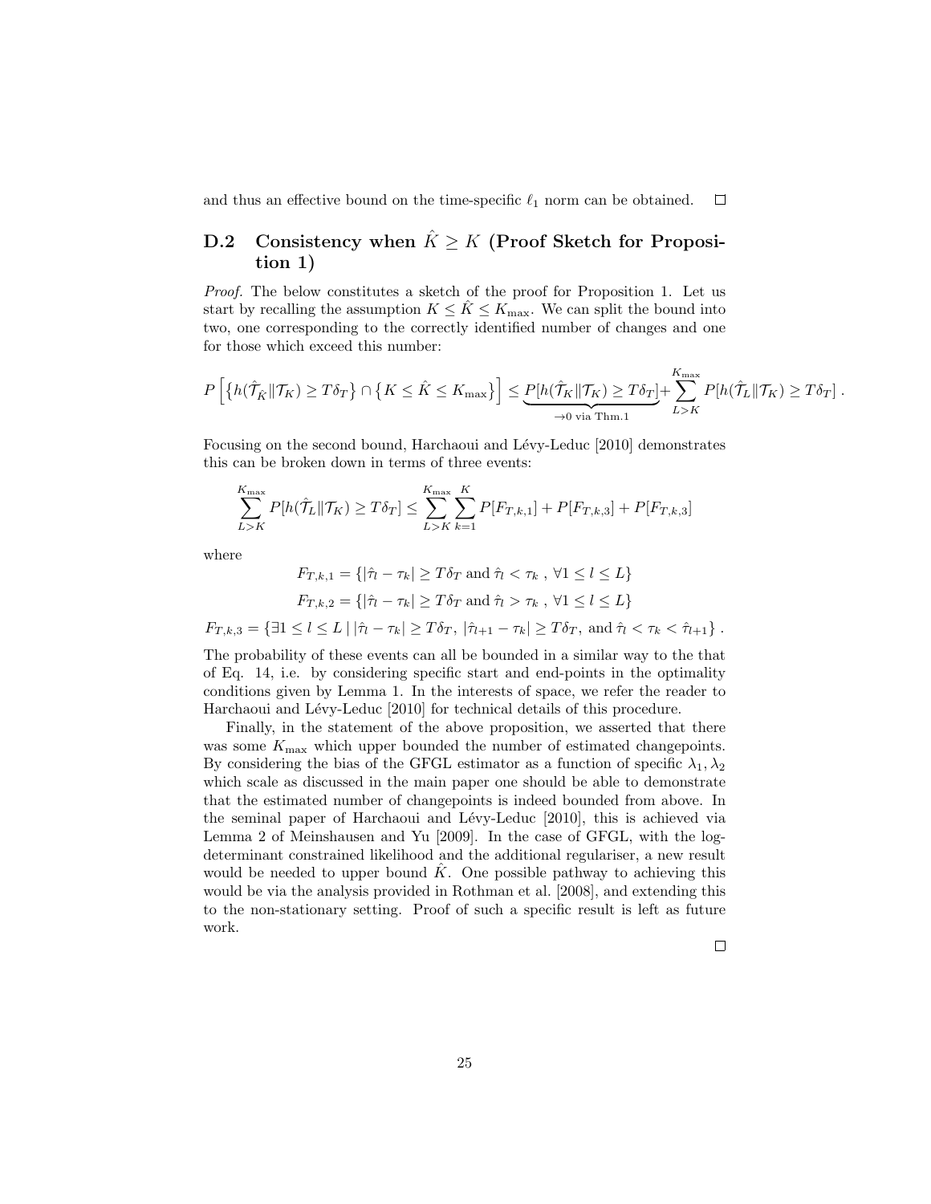and thus an effective bound on the time-specific $\ell_1$ norm can be obtained. □

## D.2 Consistency when $\hat{K} \geq K$ (Proof Sketch for Proposition 1)

*Proof.* The below constitutes a sketch of the proof for Proposition 1. Let us start by recalling the assumption $K \leq \hat{K} \leq K_{\max}$. We can split the bound into two, one corresponding to the correctly identified number of changes and one for those which exceed this number:

$$P\left[\left\{h(\hat{\mathcal{T}}_{\hat{K}} \| \mathcal{T}_K) \geq T\delta_T\right\} \cap \left\{K \leq \hat{K} \leq K_{\max}\right\}\right] \leq \underbrace{P[h(\hat{\mathcal{T}}_K \| \mathcal{T}_K) \geq T\delta_T]}_{\rightarrow 0 \text{ via Thm.1}} + \sum_{L>K}^{K_{\max}} P[h(\hat{\mathcal{T}}_L \| \mathcal{T}_K) \geq T\delta_T] \,.$$

Focusing on the second bound, Harchaoui and Lévy-Leduc [2010] demonstrates this can be broken down in terms of three events:

$$\sum_{L>K}^{K_{\max}} P[h(\hat{\mathcal{T}}_L \| \mathcal{T}_K) \geq T\delta_T] \leq \sum_{L>K}^{K_{\max}} \sum_{k=1}^{K} P[F_{T,k,1}] + P[F_{T,k,3}] + P[F_{T,k,3}]$$

where

$$F_{T,k,1} = \{|\hat{\tau}_l - \tau_k| \geq T\delta_T \text{ and } \hat{\tau}_l < \tau_k \;,\; \forall 1 \leq l \leq L\}$$

$$F_{T,k,2} = \{|\hat{\tau}_l - \tau_k| \geq T\delta_T \text{ and } \hat{\tau}_l > \tau_k \;,\; \forall 1 \leq l \leq L\}$$

$$F_{T,k,3} = \{\exists 1 \leq l \leq L \mid |\hat{\tau}_l - \tau_k| \geq T\delta_T,\; |\hat{\tau}_{l+1} - \tau_k| \geq T\delta_T, \text{ and } \hat{\tau}_l < \tau_k < \hat{\tau}_{l+1}\} \,.$$

The probability of these events can all be bounded in a similar way to the that of Eq. 14, i.e. by considering specific start and end-points in the optimality conditions given by Lemma 1. In the interests of space, we refer the reader to Harchaoui and Lévy-Leduc [2010] for technical details of this procedure.

Finally, in the statement of the above proposition, we asserted that there was some $K_{\max}$ which upper bounded the number of estimated changepoints. By considering the bias of the GFGL estimator as a function of specific $\lambda_1, \lambda_2$ which scale as discussed in the main paper one should be able to demonstrate that the estimated number of changepoints is indeed bounded from above. In the seminal paper of Harchaoui and Lévy-Leduc [2010], this is achieved via Lemma 2 of Meinshausen and Yu [2009]. In the case of GFGL, with the log-determinant constrained likelihood and the additional regulariser, a new result would be needed to upper bound $\hat{K}$. One possible pathway to achieving this would be via the analysis provided in Rothman et al. [2008], and extending this to the non-stationary setting. Proof of such a specific result is left as future work.

□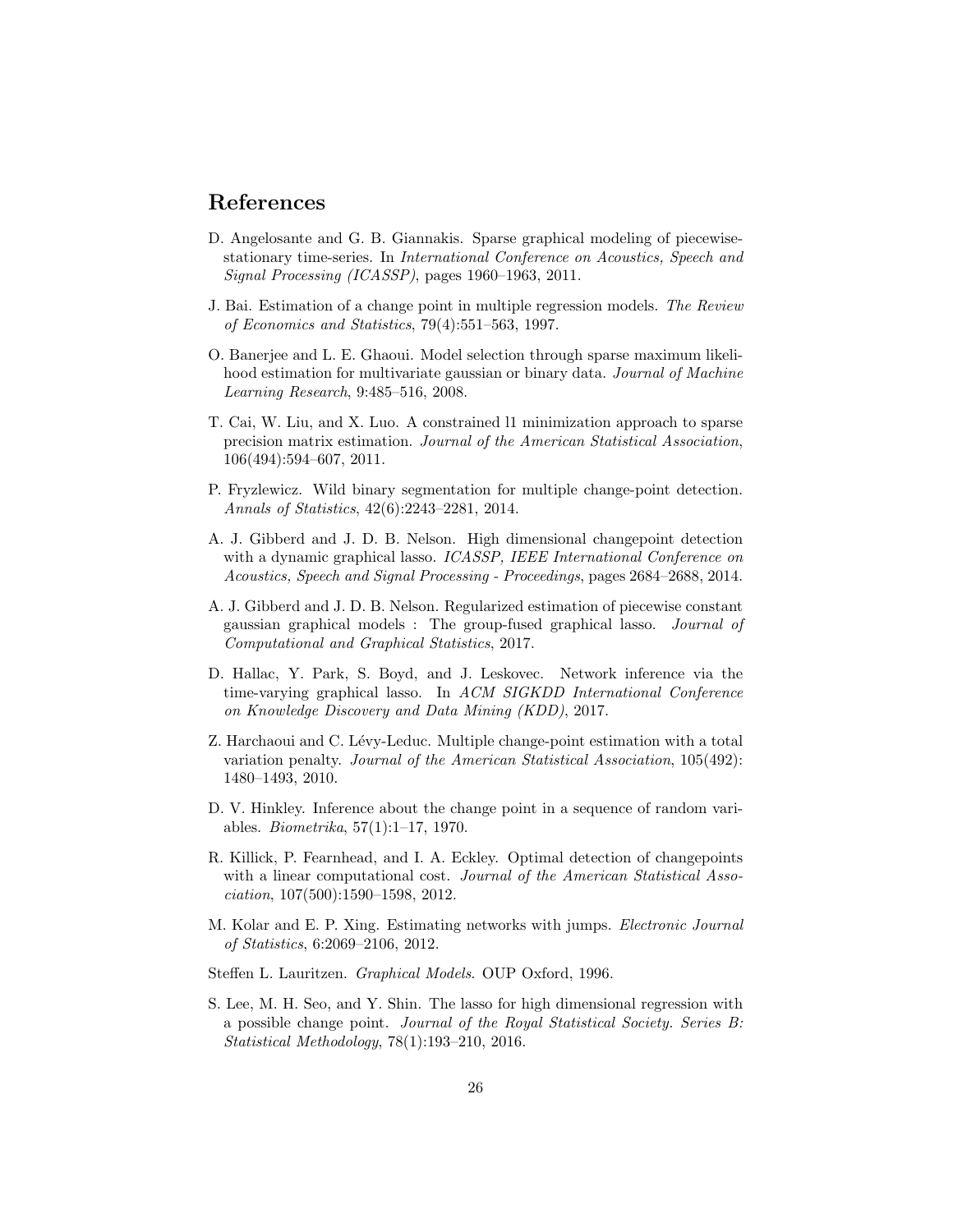## References

D. Angelosante and G. B. Giannakis. Sparse graphical modeling of piecewise-stationary time-series. In *International Conference on Acoustics, Speech and Signal Processing (ICASSP)*, pages 1960–1963, 2011.

J. Bai. Estimation of a change point in multiple regression models. *The Review of Economics and Statistics*, 79(4):551–563, 1997.

O. Banerjee and L. E. Ghaoui. Model selection through sparse maximum likelihood estimation for multivariate gaussian or binary data. *Journal of Machine Learning Research*, 9:485–516, 2008.

T. Cai, W. Liu, and X. Luo. A constrained l1 minimization approach to sparse precision matrix estimation. *Journal of the American Statistical Association*, 106(494):594–607, 2011.

P. Fryzlewicz. Wild binary segmentation for multiple change-point detection. *Annals of Statistics*, 42(6):2243–2281, 2014.

A. J. Gibberd and J. D. B. Nelson. High dimensional changepoint detection with a dynamic graphical lasso. *ICASSP, IEEE International Conference on Acoustics, Speech and Signal Processing - Proceedings*, pages 2684–2688, 2014.

A. J. Gibberd and J. D. B. Nelson. Regularized estimation of piecewise constant gaussian graphical models : The group-fused graphical lasso. *Journal of Computational and Graphical Statistics*, 2017.

D. Hallac, Y. Park, S. Boyd, and J. Leskovec. Network inference via the time-varying graphical lasso. In *ACM SIGKDD International Conference on Knowledge Discovery and Data Mining (KDD)*, 2017.

Z. Harchaoui and C. Lévy-Leduc. Multiple change-point estimation with a total variation penalty. *Journal of the American Statistical Association*, 105(492): 1480–1493, 2010.

D. V. Hinkley. Inference about the change point in a sequence of random variables. *Biometrika*, 57(1):1–17, 1970.

R. Killick, P. Fearnhead, and I. A. Eckley. Optimal detection of changepoints with a linear computational cost. *Journal of the American Statistical Association*, 107(500):1590–1598, 2012.

M. Kolar and E. P. Xing. Estimating networks with jumps. *Electronic Journal of Statistics*, 6:2069–2106, 2012.

Steffen L. Lauritzen. *Graphical Models*. OUP Oxford, 1996.

S. Lee, M. H. Seo, and Y. Shin. The lasso for high dimensional regression with a possible change point. *Journal of the Royal Statistical Society. Series B: Statistical Methodology*, 78(1):193–210, 2016.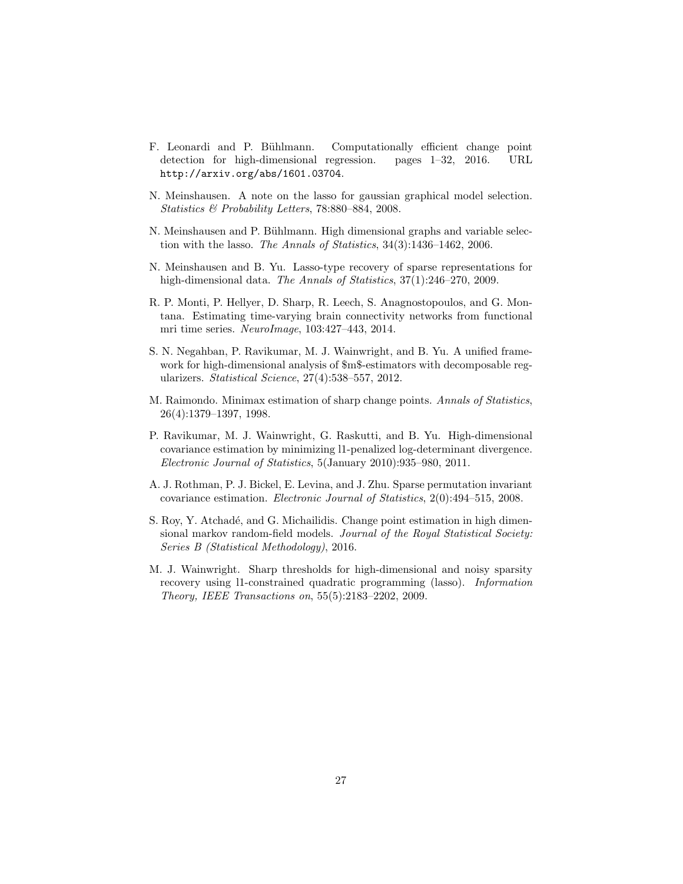F. Leonardi and P. Bühlmann. Computationally efficient change point detection for high-dimensional regression. pages 1–32, 2016. URL http://arxiv.org/abs/1601.03704.

N. Meinshausen. A note on the lasso for gaussian graphical model selection. *Statistics & Probability Letters*, 78:880–884, 2008.

N. Meinshausen and P. Bühlmann. High dimensional graphs and variable selection with the lasso. *The Annals of Statistics*, 34(3):1436–1462, 2006.

N. Meinshausen and B. Yu. Lasso-type recovery of sparse representations for high-dimensional data. *The Annals of Statistics*, 37(1):246–270, 2009.

R. P. Monti, P. Hellyer, D. Sharp, R. Leech, S. Anagnostopoulos, and G. Montana. Estimating time-varying brain connectivity networks from functional mri time series. *NeuroImage*, 103:427–443, 2014.

S. N. Negahban, P. Ravikumar, M. J. Wainwright, and B. Yu. A unified framework for high-dimensional analysis of \$m\$-estimators with decomposable regularizers. *Statistical Science*, 27(4):538–557, 2012.

M. Raimondo. Minimax estimation of sharp change points. *Annals of Statistics*, 26(4):1379–1397, 1998.

P. Ravikumar, M. J. Wainwright, G. Raskutti, and B. Yu. High-dimensional covariance estimation by minimizing l1-penalized log-determinant divergence. *Electronic Journal of Statistics*, 5(January 2010):935–980, 2011.

A. J. Rothman, P. J. Bickel, E. Levina, and J. Zhu. Sparse permutation invariant covariance estimation. *Electronic Journal of Statistics*, 2(0):494–515, 2008.

S. Roy, Y. Atchadé, and G. Michailidis. Change point estimation in high dimensional markov random-field models. *Journal of the Royal Statistical Society: Series B (Statistical Methodology)*, 2016.

M. J. Wainwright. Sharp thresholds for high-dimensional and noisy sparsity recovery using l1-constrained quadratic programming (lasso). *Information Theory, IEEE Transactions on*, 55(5):2183–2202, 2009.